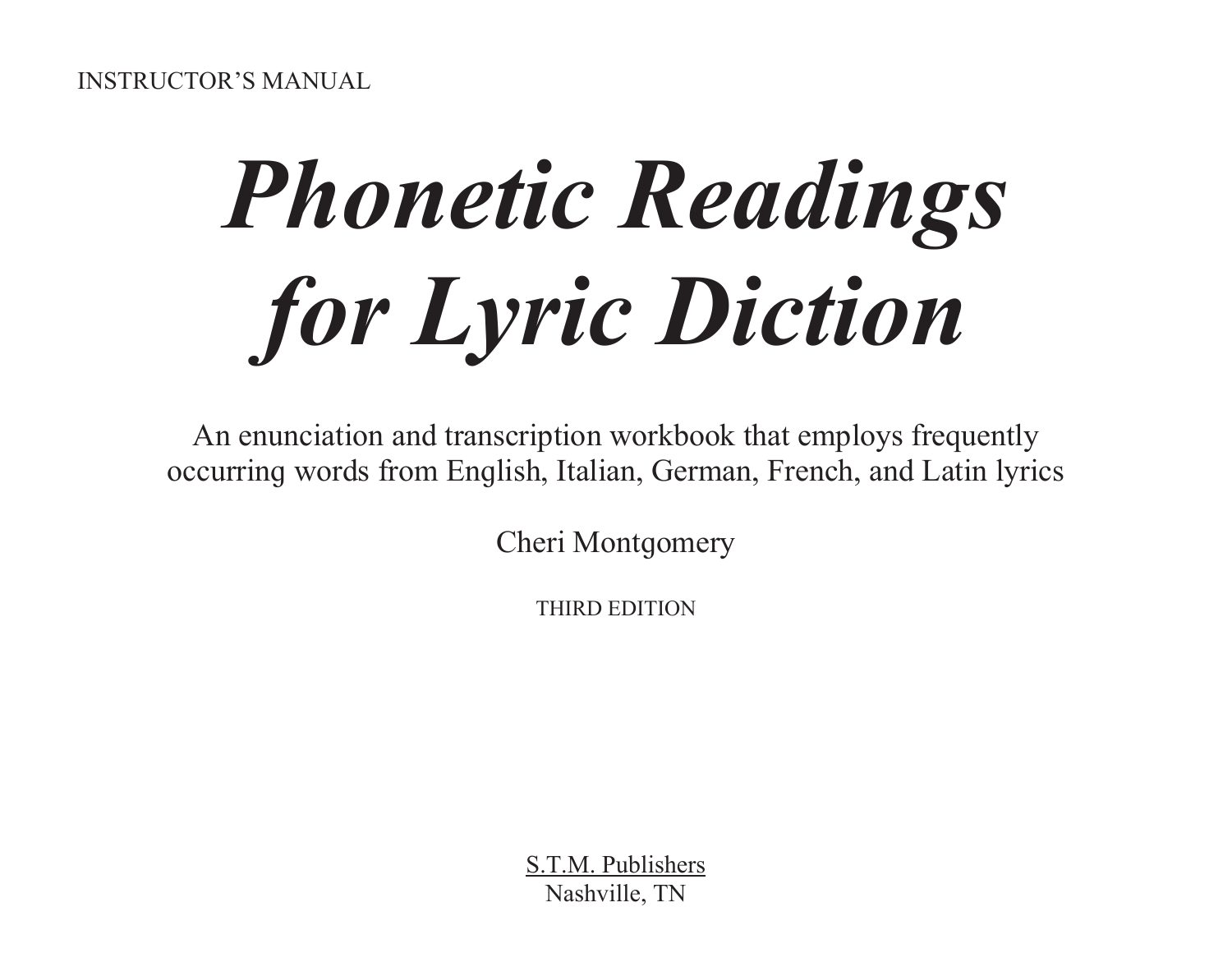INSTRUCTOR'S MANUAL

# *Phonetic Readings for Lyric Diction*

An enunciation and transcription workbook that employs frequently occurring words from English, Italian, German, French, and Latin lyrics

Cheri Montgomery

THIRD EDITION

S.T.M. Publishers
Nashville, TN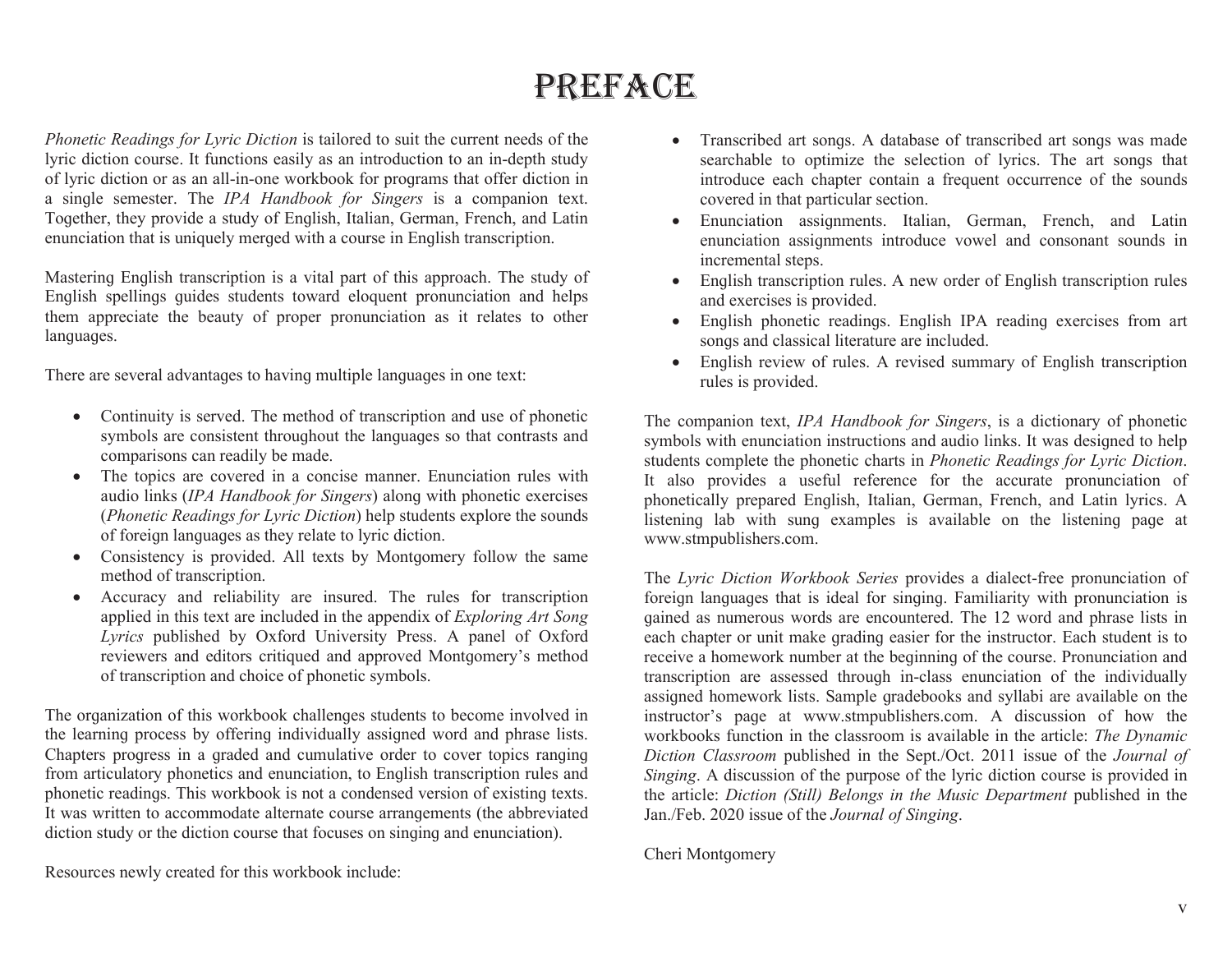# PREFACE

*Phonetic Readings for Lyric Diction* is tailored to suit the current needs of the lyric diction course. It functions easily as an introduction to an in-depth study of lyric diction or as an all-in-one workbook for programs that offer diction in a single semester. The *IPA Handbook for Singers* is a companion text. Together, they provide a study of English, Italian, German, French, and Latin enunciation that is uniquely merged with a course in English transcription.

Mastering English transcription is a vital part of this approach. The study of English spellings guides students toward eloquent pronunciation and helps them appreciate the beauty of proper pronunciation as it relates to other languages.

There are several advantages to having multiple languages in one text:

- Continuity is served. The method of transcription and use of phonetic symbols are consistent throughout the languages so that contrasts and comparisons can readily be made.
- The topics are covered in a concise manner. Enunciation rules with audio links (*IPA Handbook for Singers*) along with phonetic exercises (*Phonetic Readings for Lyric Diction*) help students explore the sounds of foreign languages as they relate to lyric diction.
- Consistency is provided. All texts by Montgomery follow the same method of transcription.
- Accuracy and reliability are insured. The rules for transcription applied in this text are included in the appendix of *Exploring Art Song Lyrics* published by Oxford University Press. A panel of Oxford reviewers and editors critiqued and approved Montgomery's method of transcription and choice of phonetic symbols.

The organization of this workbook challenges students to become involved in the learning process by offering individually assigned word and phrase lists. Chapters progress in a graded and cumulative order to cover topics ranging from articulatory phonetics and enunciation, to English transcription rules and phonetic readings. This workbook is not a condensed version of existing texts. It was written to accommodate alternate course arrangements (the abbreviated diction study or the diction course that focuses on singing and enunciation).

Resources newly created for this workbook include:

- Transcribed art songs. A database of transcribed art songs was made searchable to optimize the selection of lyrics. The art songs that introduce each chapter contain a frequent occurrence of the sounds covered in that particular section.
- Enunciation assignments. Italian, German, French, and Latin enunciation assignments introduce vowel and consonant sounds in incremental steps.
- English transcription rules. A new order of English transcription rules and exercises is provided.
- English phonetic readings. English IPA reading exercises from art songs and classical literature are included.
- English review of rules. A revised summary of English transcription rules is provided.

The companion text, *IPA Handbook for Singers*, is a dictionary of phonetic symbols with enunciation instructions and audio links. It was designed to help students complete the phonetic charts in *Phonetic Readings for Lyric Diction*. It also provides a useful reference for the accurate pronunciation of phonetically prepared English, Italian, German, French, and Latin lyrics. A listening lab with sung examples is available on the listening page at www.stmpublishers.com.

The *Lyric Diction Workbook Series* provides a dialect-free pronunciation of foreign languages that is ideal for singing. Familiarity with pronunciation is gained as numerous words are encountered. The 12 word and phrase lists in each chapter or unit make grading easier for the instructor. Each student is to receive a homework number at the beginning of the course. Pronunciation and transcription are assessed through in-class enunciation of the individually assigned homework lists. Sample gradebooks and syllabi are available on the instructor's page at www.stmpublishers.com. A discussion of how the workbooks function in the classroom is available in the article: *The Dynamic Diction Classroom* published in the Sept./Oct. 2011 issue of the *Journal of Singing*. A discussion of the purpose of the lyric diction course is provided in the article: *Diction (Still) Belongs in the Music Department* published in the Jan./Feb. 2020 issue of the *Journal of Singing*.

Cheri Montgomery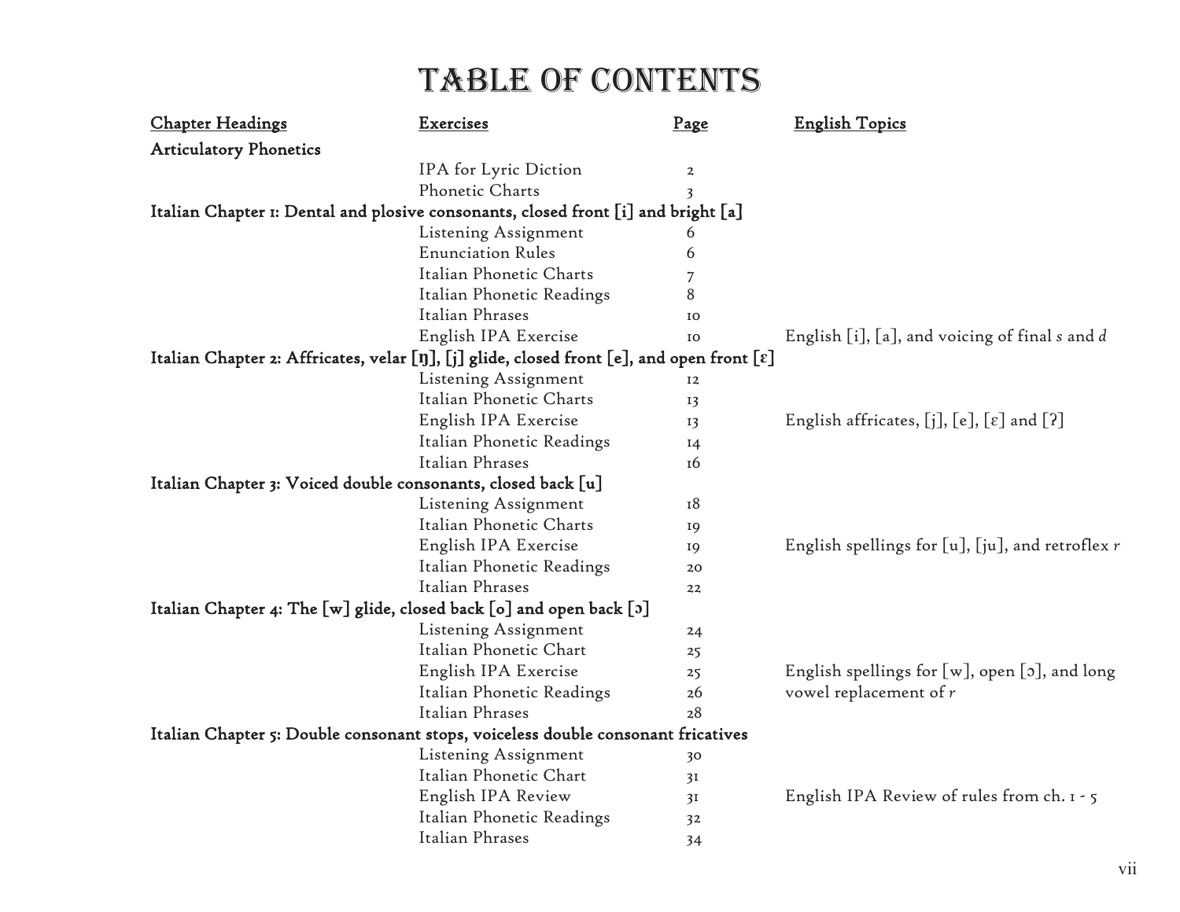# TABLE OF CONTENTS

| Chapter Headings | Exercises | Page | English Topics |
|---|---|---|---|
| **Articulatory Phonetics** | | | |
| | IPA for Lyric Diction | 2 | |
| | Phonetic Charts | 3 | |
| **Italian Chapter 1: Dental and plosive consonants, closed front [i] and bright [a]** | | | |
| | Listening Assignment | 6 | |
| | Enunciation Rules | 6 | |
| | Italian Phonetic Charts | 7 | |
| | Italian Phonetic Readings | 8 | |
| | Italian Phrases | 10 | |
| | English IPA Exercise | 10 | English [i], [a], and voicing of final *s* and *d* |
| **Italian Chapter 2: Affricates, velar [ŋ], [j] glide, closed front [e], and open front [ɛ]** | | | |
| | Listening Assignment | 12 | |
| | Italian Phonetic Charts | 13 | |
| | English IPA Exercise | 13 | English affricates, [j], [e], [ɛ] and [ʔ] |
| | Italian Phonetic Readings | 14 | |
| | Italian Phrases | 16 | |
| **Italian Chapter 3: Voiced double consonants, closed back [u]** | | | |
| | Listening Assignment | 18 | |
| | Italian Phonetic Charts | 19 | |
| | English IPA Exercise | 19 | English spellings for [u], [ju], and retroflex *r* |
| | Italian Phonetic Readings | 20 | |
| | Italian Phrases | 22 | |
| **Italian Chapter 4: The [w] glide, closed back [o] and open back [ɔ]** | | | |
| | Listening Assignment | 24 | |
| | Italian Phonetic Chart | 25 | |
| | English IPA Exercise | 25 | English spellings for [w], open [ɔ], and long vowel replacement of *r* |
| | Italian Phonetic Readings | 26 | |
| | Italian Phrases | 28 | |
| **Italian Chapter 5: Double consonant stops, voiceless double consonant fricatives** | | | |
| | Listening Assignment | 30 | |
| | Italian Phonetic Chart | 31 | |
| | English IPA Review | 31 | English IPA Review of rules from ch. 1 - 5 |
| | Italian Phonetic Readings | 32 | |
| | Italian Phrases | 34 | |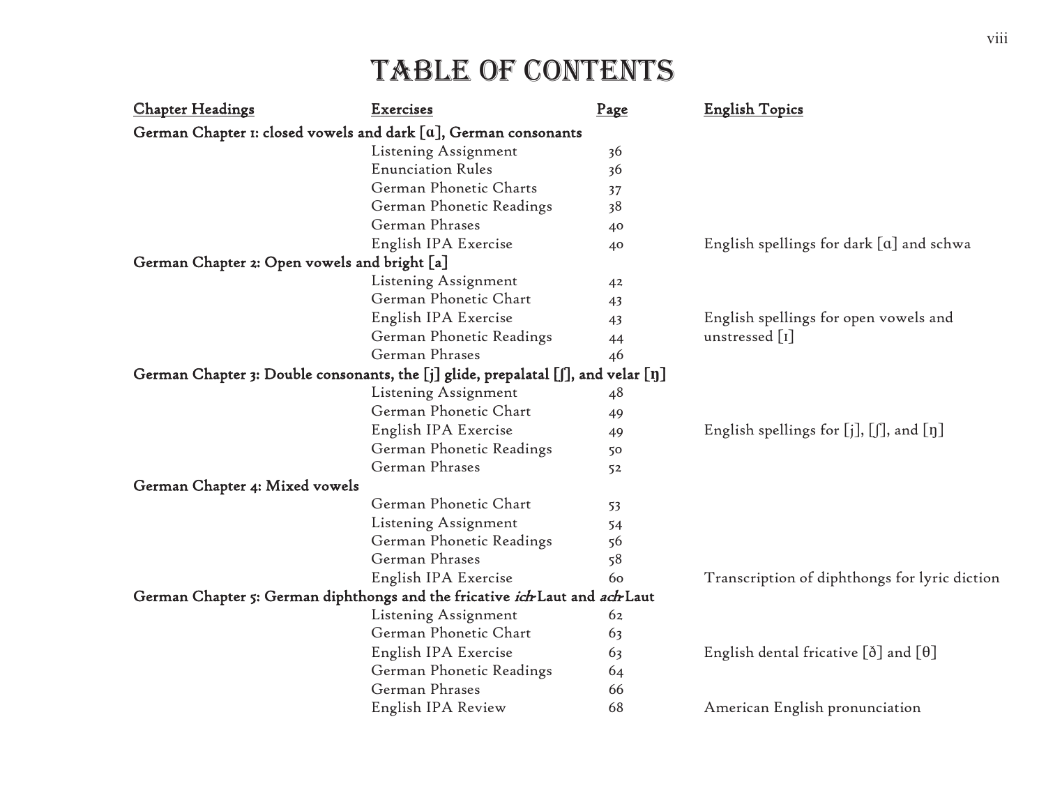# TABLE OF CONTENTS

| Chapter Headings | Exercises | Page | English Topics |
|---|---|---|---|
| **German Chapter 1: closed vowels and dark [ɑ], German consonants** | | | |
| | Listening Assignment | 36 | |
| | Enunciation Rules | 36 | |
| | German Phonetic Charts | 37 | |
| | German Phonetic Readings | 38 | |
| | German Phrases | 40 | |
| | English IPA Exercise | 40 | English spellings for dark [ɑ] and schwa |
| **German Chapter 2: Open vowels and bright [a]** | | | |
| | Listening Assignment | 42 | |
| | German Phonetic Chart | 43 | |
| | English IPA Exercise | 43 | English spellings for open vowels and unstressed [ɪ] |
| | German Phonetic Readings | 44 | |
| | German Phrases | 46 | |
| **German Chapter 3: Double consonants, the [j] glide, prepalatal [ʃ], and velar [ŋ]** | | | |
| | Listening Assignment | 48 | |
| | German Phonetic Chart | 49 | |
| | English IPA Exercise | 49 | English spellings for [j], [ʃ], and [ŋ] |
| | German Phonetic Readings | 50 | |
| | German Phrases | 52 | |
| **German Chapter 4: Mixed vowels** | | | |
| | German Phonetic Chart | 53 | |
| | Listening Assignment | 54 | |
| | German Phonetic Readings | 56 | |
| | German Phrases | 58 | |
| | English IPA Exercise | 60 | Transcription of diphthongs for lyric diction |
| **German Chapter 5: German diphthongs and the fricative *ich*-Laut and *ach*-Laut** | | | |
| | Listening Assignment | 62 | |
| | German Phonetic Chart | 63 | |
| | English IPA Exercise | 63 | English dental fricative [ð] and [θ] |
| | German Phonetic Readings | 64 | |
| | German Phrases | 66 | |
| | English IPA Review | 68 | American English pronunciation |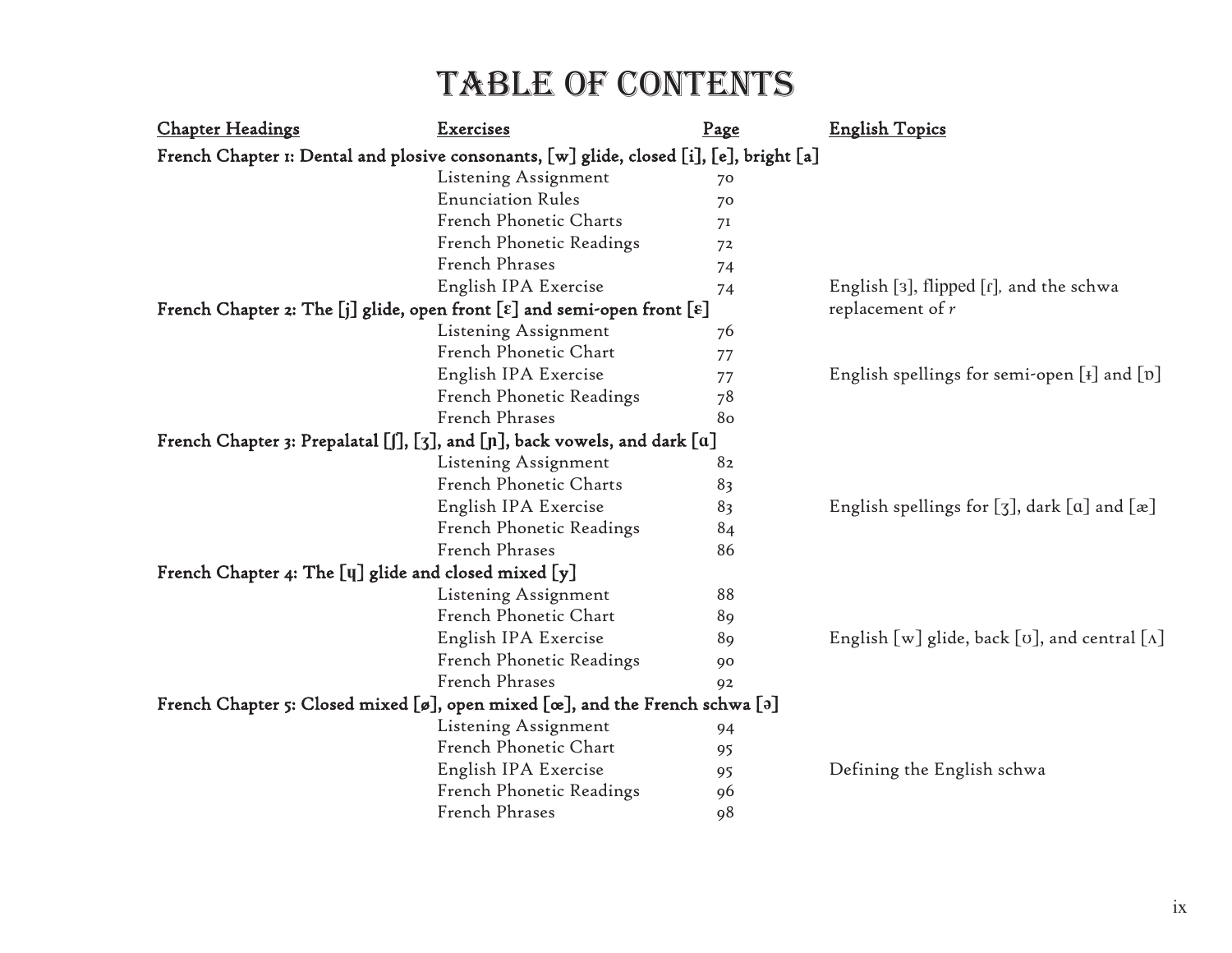# TABLE OF CONTENTS

| Chapter Headings | Exercises | Page | English Topics |
|---|---|---|---|
| **French Chapter 1: Dental and plosive consonants, [w] glide, closed [i], [e], bright [a]** | | | |
| | Listening Assignment | 70 | |
| | Enunciation Rules | 70 | |
| | French Phonetic Charts | 71 | |
| | French Phonetic Readings | 72 | |
| | French Phrases | 74 | |
| | English IPA Exercise | 74 | English [ɜ], flipped [ɾ], and the schwa replacement of *r* |
| **French Chapter 2: The [j] glide, open front [ɛ] and semi-open front [ɛ]** | | | |
| | Listening Assignment | 76 | |
| | French Phonetic Chart | 77 | |
| | English IPA Exercise | 77 | English spellings for semi-open [ɪ] and [ʊ] |
| | French Phonetic Readings | 78 | |
| | French Phrases | 80 | |
| **French Chapter 3: Prepalatal [ʃ], [ʒ], and [ɲ], back vowels, and dark [ɑ]** | | | |
| | Listening Assignment | 82 | |
| | French Phonetic Charts | 83 | |
| | English IPA Exercise | 83 | English spellings for [ʒ], dark [ɑ] and [æ] |
| | French Phonetic Readings | 84 | |
| | French Phrases | 86 | |
| **French Chapter 4: The [ɥ] glide and closed mixed [y]** | | | |
| | Listening Assignment | 88 | |
| | French Phonetic Chart | 89 | |
| | English IPA Exercise | 89 | English [w] glide, back [ʊ], and central [ʌ] |
| | French Phonetic Readings | 90 | |
| | French Phrases | 92 | |
| **French Chapter 5: Closed mixed [ø], open mixed [œ], and the French schwa [ə]** | | | |
| | Listening Assignment | 94 | |
| | French Phonetic Chart | 95 | |
| | English IPA Exercise | 95 | Defining the English schwa |
| | French Phonetic Readings | 96 | |
| | French Phrases | 98 | |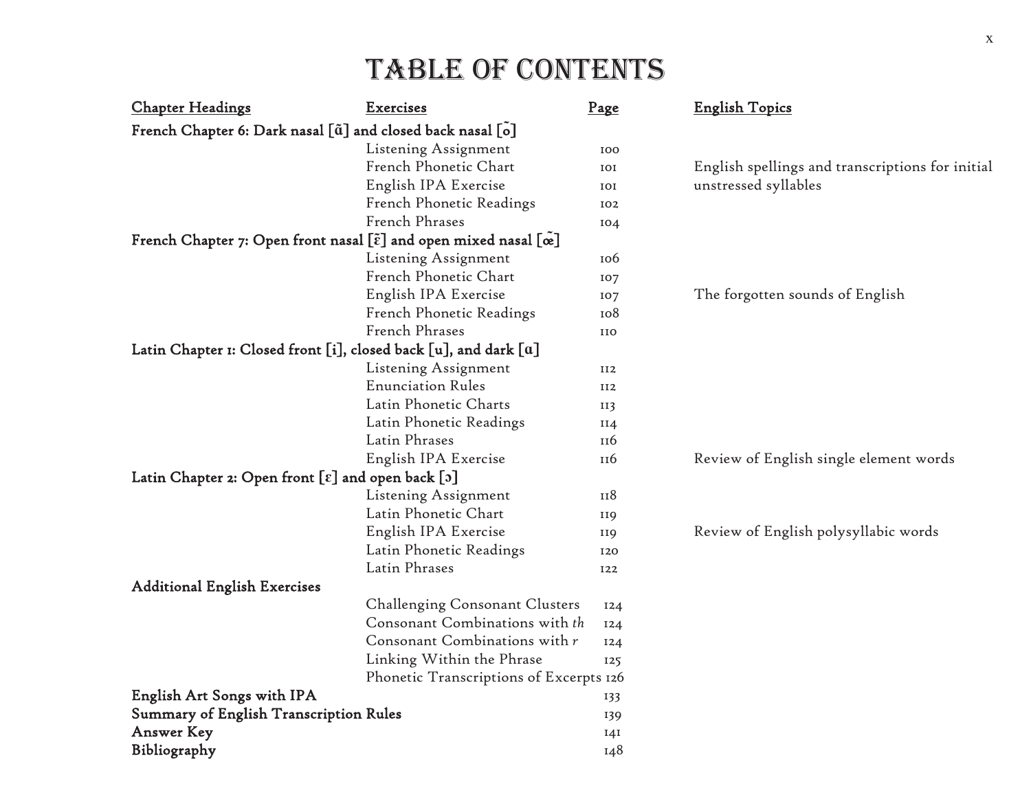# TABLE OF CONTENTS

| Chapter Headings | Exercises | Page | English Topics |
|---|---|---|---|
| **French Chapter 6: Dark nasal [ɑ̃] and closed back nasal [õ]** | | | |
| | Listening Assignment | 100 | |
| | French Phonetic Chart | 101 | English spellings and transcriptions for initial unstressed syllables |
| | English IPA Exercise | 101 | |
| | French Phonetic Readings | 102 | |
| | French Phrases | 104 | |
| **French Chapter 7: Open front nasal [ɛ̃] and open mixed nasal [œ̃]** | | | |
| | Listening Assignment | 106 | |
| | French Phonetic Chart | 107 | |
| | English IPA Exercise | 107 | The forgotten sounds of English |
| | French Phonetic Readings | 108 | |
| | French Phrases | 110 | |
| **Latin Chapter 1: Closed front [i], closed back [u], and dark [ɑ]** | | | |
| | Listening Assignment | 112 | |
| | Enunciation Rules | 112 | |
| | Latin Phonetic Charts | 113 | |
| | Latin Phonetic Readings | 114 | |
| | Latin Phrases | 116 | |
| | English IPA Exercise | 116 | Review of English single element words |
| **Latin Chapter 2: Open front [ɛ] and open back [ɔ]** | | | |
| | Listening Assignment | 118 | |
| | Latin Phonetic Chart | 119 | |
| | English IPA Exercise | 119 | Review of English polysyllabic words |
| | Latin Phonetic Readings | 120 | |
| | Latin Phrases | 122 | |
| **Additional English Exercises** | | | |
| | Challenging Consonant Clusters | 124 | |
| | Consonant Combinations with *th* | 124 | |
| | Consonant Combinations with *r* | 124 | |
| | Linking Within the Phrase | 125 | |
| | Phonetic Transcriptions of Excerpts | 126 | |
| **English Art Songs with IPA** | | 133 | |
| **Summary of English Transcription Rules** | | 139 | |
| **Answer Key** | | 141 | |
| **Bibliography** | | 148 | |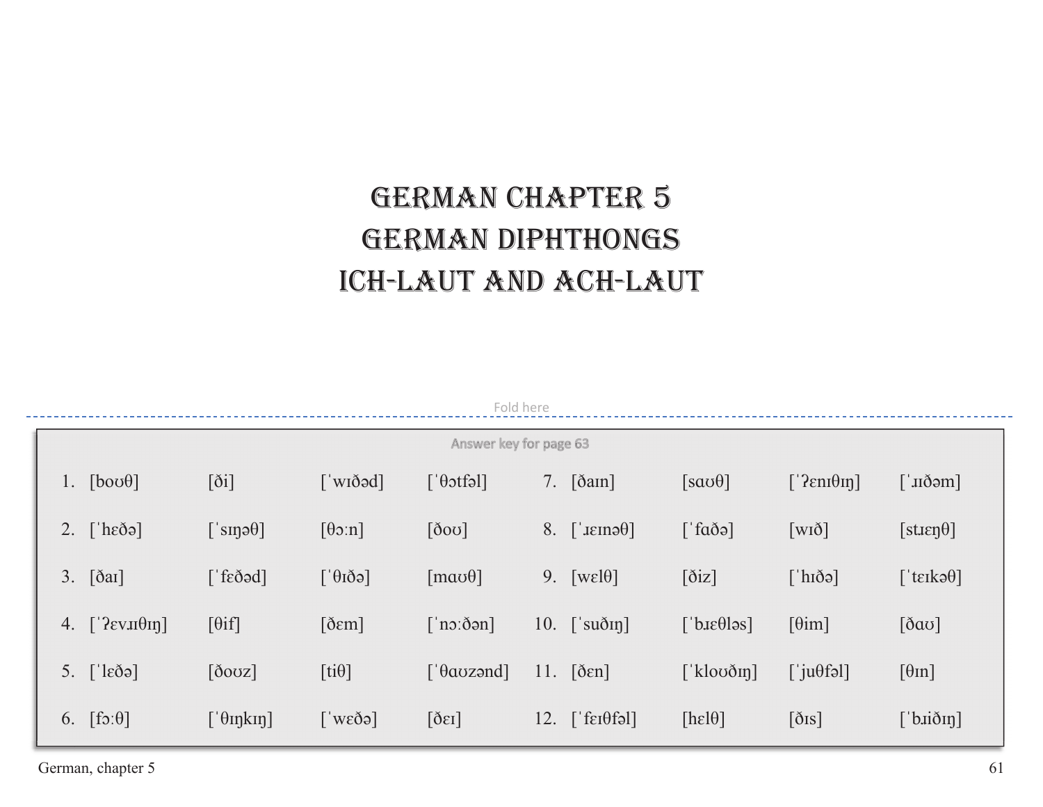# German Chapter 5
# German Diphthongs
# Ich-Laut and Ach-Laut

Fold here

Answer key for page 63

| | | | | | | | |
|---|---|---|---|---|---|---|---|
| 1. [boʊθ] | [ði] | [ˈwɪðəd] | [ˈθɔtfəl] | 7. [ðaɪn] | [saʊθ] | [ˈʔɛnɪθɪŋ] | [ˈɹɪðəm] |
| 2. [ˈhɛðə] | [ˈsɪŋəθ] | [θɔːn] | [ðoʊ] | 8. [ˈɹɛɪnəθ] | [ˈfɑðə] | [wɪð] | [stɹɛŋθ] |
| 3. [ðaɪ] | [ˈfɛðəd] | [ˈθɪðə] | [maʊθ] | 9. [wɛlθ] | [ðiz] | [ˈhɪðə] | [ˈtɛɪkəθ] |
| 4. [ˈʔɛvɹɪθɪŋ] | [θif] | [ðɛm] | [ˈnɔːðən] | 10. [ˈsuðɪŋ] | [ˈbɹɛθləs] | [θim] | [ðaʊ] |
| 5. [ˈlɛðə] | [ðoʊz] | [tiθ] | [ˈθaʊzənd] | 11. [ðɛn] | [ˈkloʊðɪŋ] | [ˈjuθfəl] | [θɪn] |
| 6. [fɔːθ] | [ˈθɪŋkɪŋ] | [ˈwɛðə] | [ðɛɪ] | 12. [ˈfɛɪθfəl] | [hɛlθ] | [ðɪs] | [ˈbɹiðɪŋ] |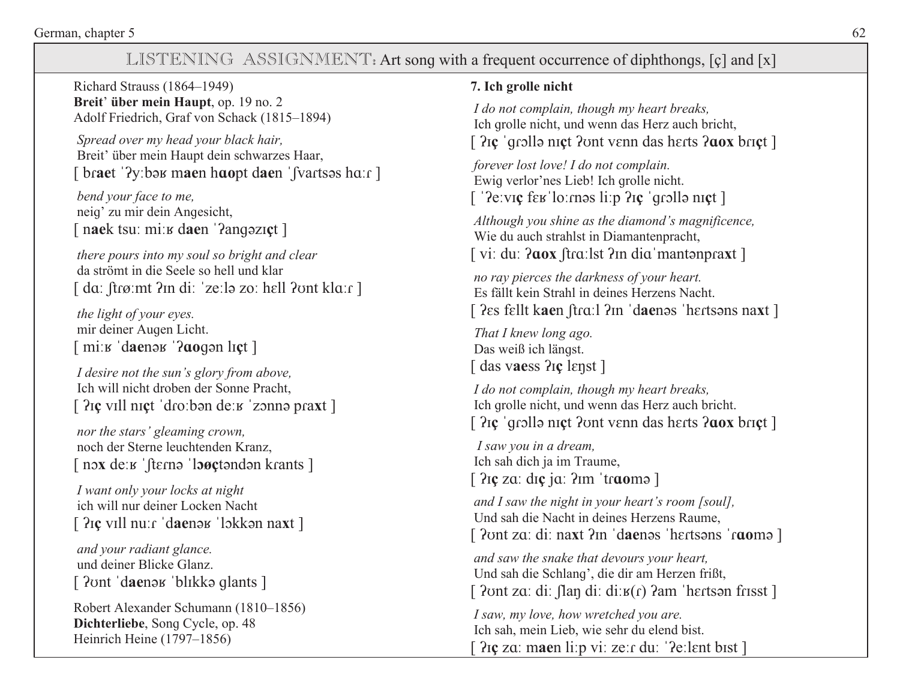## LISTENING ASSIGNMENT: Art song with a frequent occurrence of diphthongs, [ç] and [x]

Richard Strauss (1864–1949)
**Breit' über mein Haupt**, op. 19 no. 2
Adolf Friedrich, Graf von Schack (1815–1894)

*Spread over my head your black hair,*
Breit' über mein Haupt dein schwarzes Haar,
[ br**ae**t ˈʔyːbəʁ m**ae**n h**ɑo**pt d**ae**n ˈʃvartsəs hɑːɾ ]

*bend your face to me,*
neig' zu mir dein Angesicht,
[ n**ae**k tsuː miːʁ d**ae**n ˈʔangəzɪ**ç**t ]

*there pours into my soul so bright and clear*
da strömt in die Seele so hell und klar
[ dɑː ʃtrøːmt ʔɪn diː ˈzeːlə zoː hɛll ʔʊnt klɑːɾ ]

*the light of your eyes.*
mir deiner Augen Licht.
[ miːʁ ˈd**ae**nəʁ ˈʔ**ɑo**gən lɪ**ç**t ]

*I desire not the sun's glory from above,*
Ich will nicht droben der Sonne Pracht,
[ ʔɪ**ç** vɪll nɪ**ç**t ˈdroːbən deːʁ ˈzɔnnə pra**x**t ]

*nor the stars' gleaming crown,*
noch der Sterne leuchtenden Kranz,
[ nɔ**x** deːʁ ˈʃtɛrnə ˈl**ɔø****ç**təndən krants ]

*I want only your locks at night*
ich will nur deiner Locken Nacht
[ ʔɪ**ç** vɪll nuːɾ ˈd**ae**nəʁ ˈlɔkkən na**x**t ]

*and your radiant glance.*
und deiner Blicke Glanz.
[ ʔʊnt ˈd**ae**nəʁ ˈblɪkkə glants ]

Robert Alexander Schumann (1810–1856)
**Dichterliebe**, Song Cycle, op. 48
Heinrich Heine (1797–1856)

**7. Ich grolle nicht**

*I do not complain, though my heart breaks,*
Ich grolle nicht, und wenn das Herz auch bricht,
[ ʔɪ**ç** ˈgrɔllə nɪ**ç**t ʔʊnt vɛnn das hɛrts ʔ**ɑox** brɪ**ç**t ]

*forever lost love! I do not complain.*
Ewig verlor'nes Lieb! Ich grolle nicht.
[ ˈʔeːvɪ**ç** fɛʁˈloːrnəs liːp ʔɪ**ç** ˈgrɔllə nɪ**ç**t ]

*Although you shine as the diamond's magnificence,*
Wie du auch strahlst in Diamantenpracht,
[ viː duː ʔ**ɑox** ʃtrɑːlst ʔɪn diɑˈmantənpra**x**t ]

*no ray pierces the darkness of your heart.*
Es fällt kein Strahl in deines Herzens Nacht.
[ ʔɛs fɛllt k**ae**n ʃtrɑːl ʔɪn ˈd**ae**nəs ˈhɛrtsəns na**x**t ]

*That I knew long ago.*
Das weiß ich längst.
[ das v**ae**ss ʔɪ**ç** lɛŋst ]

*I do not complain, though my heart breaks,*
Ich grolle nicht, und wenn das Herz auch bricht.
[ ʔɪ**ç** ˈgrɔllə nɪ**ç**t ʔʊnt vɛnn das hɛrts ʔ**ɑox** brɪ**ç**t ]

*I saw you in a dream,*
Ich sah dich ja im Traume,
[ ʔɪ**ç** zɑː dɪ**ç** jɑː ʔɪm ˈtr**ɑo**mə ]

*and I saw the night in your heart's room [soul],*
Und sah die Nacht in deines Herzens Raume,
[ ʔʊnt zɑː diː na**x**t ʔɪn ˈd**ae**nəs ˈhɛrtsəns ˈr**ɑo**mə ]

*and saw the snake that devours your heart,*
Und sah die Schlang', die dir am Herzen frißt,
[ ʔʊnt zɑː diː ʃlaŋ diː diːʁ(ɾ) ʔam ˈhɛrtsən frɪsst ]

*I saw, my love, how wretched you are.*
Ich sah, mein Lieb, wie sehr du elend bist.
[ ʔɪ**ç** zɑː m**ae**n liːp viː zeːɾ duː ˈʔeːlɛnt bɪst ]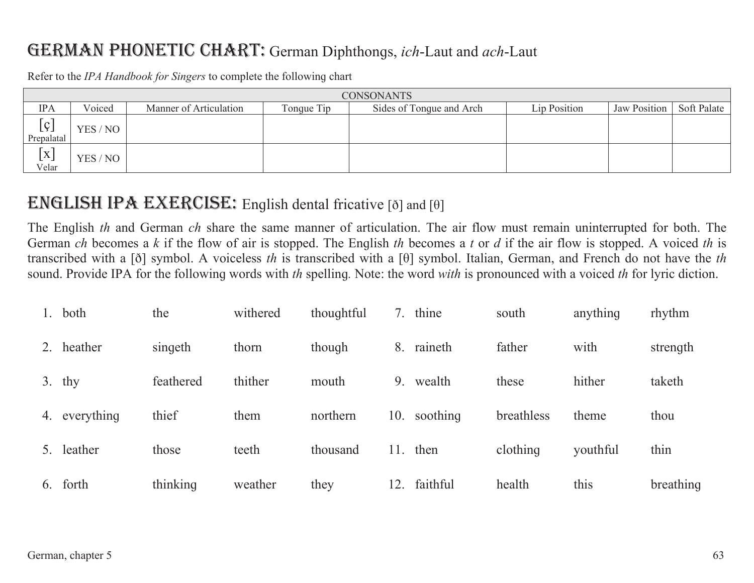## GERMAN PHONETIC CHART: German Diphthongs, *ich*-Laut and *ach*-Laut

Refer to the *IPA Handbook for Singers* to complete the following chart

| CONSONANTS | | | | | | | |
|---|---|---|---|---|---|---|---|
| IPA | Voiced | Manner of Articulation | Tongue Tip | Sides of Tongue and Arch | Lip Position | Jaw Position | Soft Palate |
| [ç] Prepalatal | YES / NO | | | | | | |
| [x] Velar | YES / NO | | | | | | |

## ENGLISH IPA EXERCISE: English dental fricative [ð] and [θ]

The English *th* and German *ch* share the same manner of articulation. The air flow must remain uninterrupted for both. The German *ch* becomes a *k* if the flow of air is stopped. The English *th* becomes a *t* or *d* if the air flow is stopped. A voiced *th* is transcribed with a [ð] symbol. A voiceless *th* is transcribed with a [θ] symbol. Italian, German, and French do not have the *th* sound. Provide IPA for the following words with *th* spelling. Note: the word *with* is pronounced with a voiced *th* for lyric diction.

1. both &emsp; the &emsp; withered &emsp; thoughtful
2. heather &emsp; singeth &emsp; thorn &emsp; though
3. thy &emsp; feathered &emsp; thither &emsp; mouth
4. everything &emsp; thief &emsp; them &emsp; northern
5. leather &emsp; those &emsp; teeth &emsp; thousand
6. forth &emsp; thinking &emsp; weather &emsp; they
7. thine &emsp; south &emsp; anything &emsp; rhythm
8. raineth &emsp; father &emsp; with &emsp; strength
9. wealth &emsp; these &emsp; hither &emsp; taketh
10. soothing &emsp; breathless &emsp; theme &emsp; thou
11. then &emsp; clothing &emsp; youthful &emsp; thin
12. faithful &emsp; health &emsp; this &emsp; breathing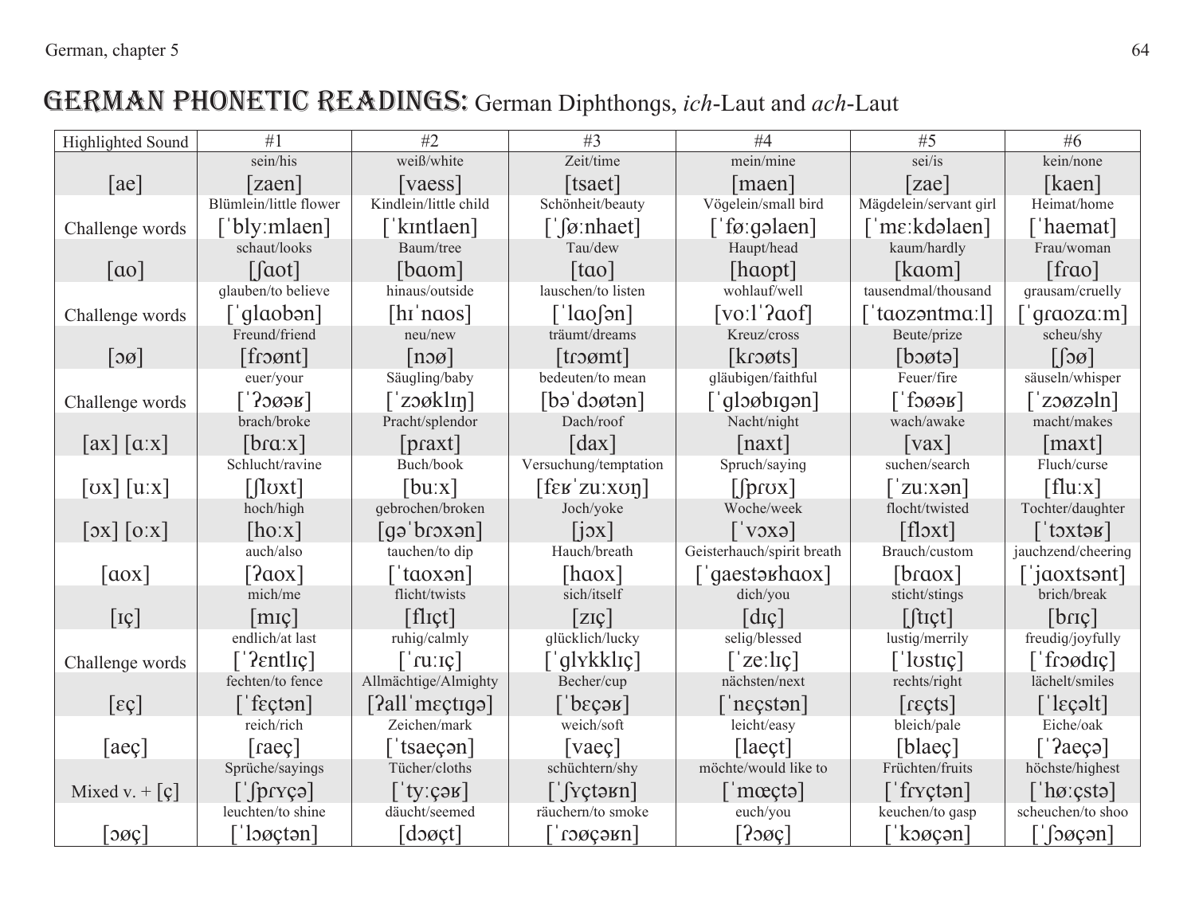# GERMAN PHONETIC READINGS: German Diphthongs, *ich*-Laut and *ach*-Laut

| Highlighted Sound | #1 | #2 | #3 | #4 | #5 | #6 |
|---|---|---|---|---|---|---|
| [ae] | sein/his [zaen] | weiß/white [vaess] | Zeit/time [tsaet] | mein/mine [maen] | sei/is [zae] | kein/none [kaen] |
| Challenge words | Blümlein/little flower [ˈblyːmlaen] | Kindlein/little child [ˈkɪntlaen] | Schönheit/beauty [ˈʃøːnhaet] | Vögelein/small bird [ˈføːgəlaen] | Mägdelein/servant girl [ˈmɛːkdəlaen] | Heimat/home [ˈhaemat] |
| [ɑo] | schaut/looks [ʃɑot] | Baum/tree [bɑom] | Tau/dew [tɑo] | Haupt/head [hɑopt] | kaum/hardly [kɑom] | Frau/woman [frɑo] |
| Challenge words | glauben/to believe [ˈglɑobən] | hinaus/outside [hɪˈnɑos] | lauschen/to listen [ˈlɑoʃən] | wohlauf/well [voːlˈʔɑof] | tausendmal/thousand [ˈtɑozəntmɑːl] | grausam/cruelly [ˈgrɑozɑːm] |
| [ɔø] | Freund/friend [frɔønt] | neu/new [nɔø] | träumt/dreams [trɔømt] | Kreuz/cross [krɔøts] | Beute/prize [bɔøtə] | scheu/shy [ʃɔø] |
| Challenge words | euer/your [ˈʔɔøəʁ] | Säugling/baby [ˈzɔøklɪŋ] | bedeuten/to mean [bəˈdɔøtən] | gläubigen/faithful [ˈglɔøbɪgən] | Feuer/fire [ˈfɔøəʁ] | säuseln/whisper [ˈzɔøzəln] |
| [ax] [ɑːx] | brach/broke [brɑːx] | Pracht/splendor [praxt] | Dach/roof [dax] | Nacht/night [naxt] | wach/awake [vax] | macht/makes [maxt] |
| [ʊx] [uːx] | Schlucht/ravine [ʃlʊxt] | Buch/book [buːx] | Versuchung/temptation [fɛʁˈzuːxʊŋ] | Spruch/saying [ʃprʊx] | suchen/search [ˈzuːxən] | Fluch/curse [fluːx] |
| [ɔx] [oːx] | hoch/high [hoːx] | gebrochen/broken [gəˈbrɔxən] | Joch/yoke [jɔx] | Woche/week [ˈvɔxə] | flocht/twisted [flɔxt] | Tochter/daughter [ˈtɔxtəʁ] |
| [ɑox] | auch/also [ʔɑox] | tauchen/to dip [ˈtɑoxən] | Hauch/breath [hɑox] | Geisterhauch/spirit breath [ˈgaestəʁhɑox] | Brauch/custom [brɑox] | jauchzend/cheering [ˈjɑoxtsənt] |
| [ɪç] | mich/me [mɪç] | flicht/twists [flɪçt] | sich/itself [zɪç] | dich/you [dɪç] | sticht/stings [ʃtɪçt] | brich/break [brɪç] |
| Challenge words | endlich/at last [ˈʔɛntlɪç] | ruhig/calmly [ˈruːɪç] | glücklich/lucky [ˈglʏkklɪç] | selig/blessed [ˈzeːlɪç] | lustig/merrily [ˈlʊstɪç] | freudig/joyfully [ˈfrɔødɪç] |
| [ɛç] | fechten/to fence [ˈfɛçtən] | Allmächtige/Almighty [ʔallˈmɛçtɪgə] | Becher/cup [ˈbɛçəʁ] | nächsten/next [ˈnɛçstən] | rechts/right [rɛçts] | lächelt/smiles [ˈlɛçəlt] |
| [aeç] | reich/rich [raeç] | Zeichen/mark [ˈtsaeçən] | weich/soft [vaeç] | leicht/easy [laeçt] | bleich/pale [blaeç] | Eiche/oak [ˈʔaeçə] |
| Mixed v. + [ç] | Sprüche/sayings [ˈʃprʏçə] | Tücher/cloths [ˈtyːçəʁ] | schüchtern/shy [ˈʃʏçtəʁn] | möchte/would like to [ˈmœçtə] | Früchten/fruits [ˈfrʏçtən] | höchste/highest [ˈhøːçstə] |
| [ɔøç] | leuchten/to shine [ˈlɔøçtən] | däucht/seemed [dɔøçt] | räuchern/to smoke [ˈrɔøçəʁn] | euch/you [ʔɔøç] | keuchen/to gasp [ˈkɔøçən] | scheuchen/to shoo [ˈʃɔøçən] |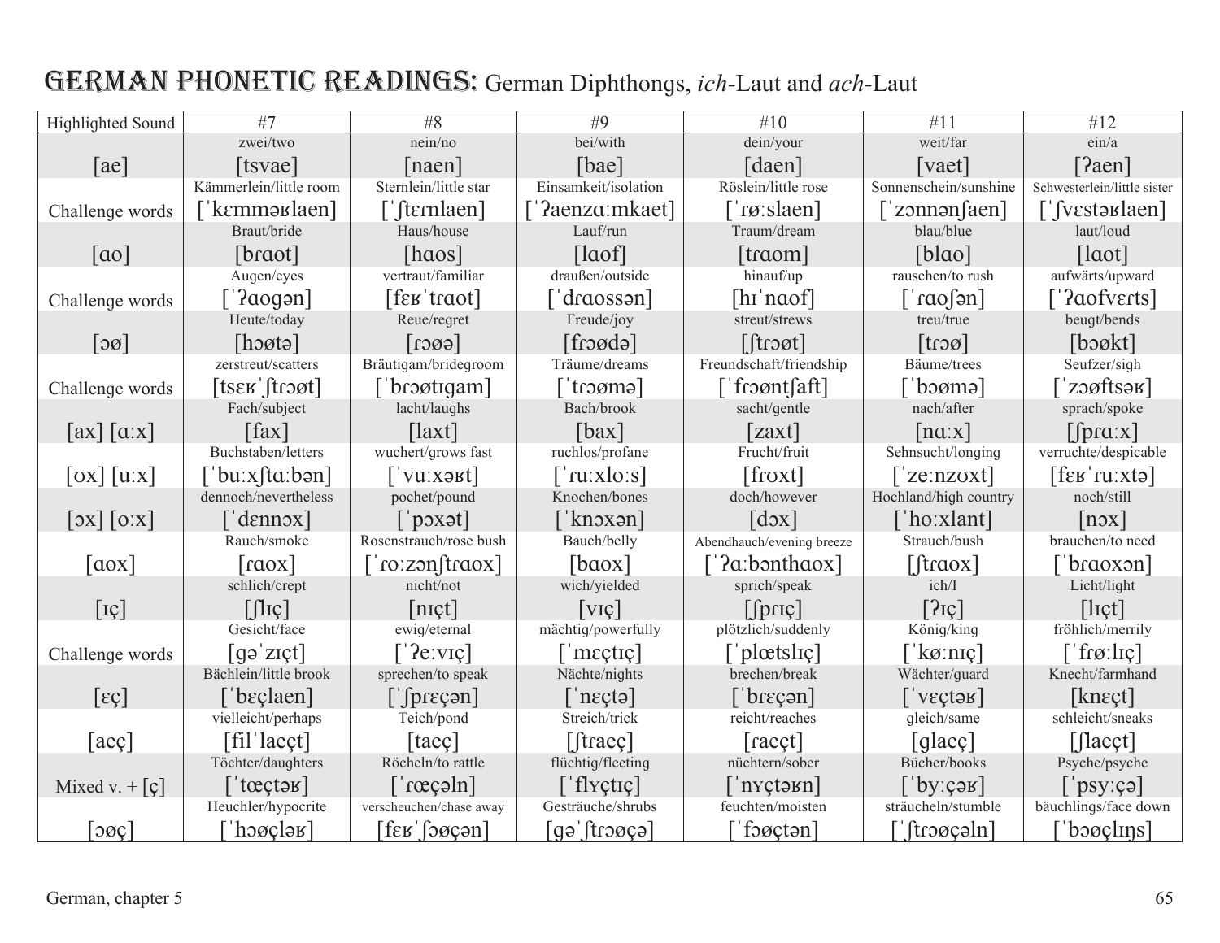# GERMAN PHONETIC READINGS: German Diphthongs, *ich*-Laut and *ach*-Laut

| Highlighted Sound | #7 | #8 | #9 | #10 | #11 | #12 |
|---|---|---|---|---|---|---|
| [ae] | zwei/two [tsvae] | nein/no [naen] | bei/with [bae] | dein/your [daen] | weit/far [vaet] | ein/a [ʔaen] |
| Challenge words | Kämmerlein/little room [ˈkɛmməʁlaen] | Sternlein/little star [ˈʃtɛrnlaen] | Einsamkeit/isolation [ˈʔaenzɑːmkaet] | Röslein/little rose [ˈɾøːslaen] | Sonnenschein/sunshine [ˈzɔnnənʃaen] | Schwesterlein/little sister [ˈʃvɛstəʁlaen] |
| [ɑo] | Braut/bride [bɾɑot] | Haus/house [hɑos] | Lauf/run [lɑof] | Traum/dream [tɾɑom] | blau/blue [blɑo] | laut/loud [lɑot] |
| Challenge words | Augen/eyes [ˈʔɑogən] | vertraut/familiar [fɛʁˈtɾɑot] | draußen/outside [ˈdɾɑossən] | hinauf/up [hɪˈnɑof] | rauschen/to rush [ˈɾɑoʃən] | aufwärts/upward [ˈʔɑofvɛrts] |
| [ɔø] | Heute/today [hɔøtə] | Reue/regret [ɾɔøə] | Freude/joy [fɾɔødə] | streut/strews [ʃtɾɔøt] | treu/true [tɾɔø] | beugt/bends [bɔøkt] |
| Challenge words | zerstreut/scatters [tsɛʁˈʃtɾɔøt] | Bräutigam/bridegroom [ˈbɾɔøtɪgam] | Träume/dreams [ˈtɾɔømə] | Freundschaft/friendship [ˈfɾɔøntʃaft] | Bäume/trees [ˈbɔømə] | Seufzer/sigh [ˈzɔøftsəʁ] |
| [ax] [ɑːx] | Fach/subject [fax] | lacht/laughs [laxt] | Bach/brook [bax] | sacht/gentle [zaxt] | nach/after [nɑːx] | sprach/spoke [ʃpɾɑːx] |
| [ʊx] [uːx] | Buchstaben/letters [ˈbuːxʃtɑːbən] | wuchert/grows fast [ˈvuːxəʁt] | ruchlos/profane [ˈɾuːxloːs] | Frucht/fruit [fɾʊxt] | Sehnsucht/longing [ˈzeːnzʊxt] | verruchte/despicable [fɛʁˈɾuːxtə] |
| [ɔx] [oːx] | dennoch/nevertheless [ˈdɛnnɔx] | pochet/pound [ˈpɔxət] | Knochen/bones [ˈknɔxən] | doch/however [dɔx] | Hochland/high country [ˈhoːxlant] | noch/still [nɔx] |
| [ɑox] | Rauch/smoke [ɾɑox] | Rosenstrauch/rose bush [ˈɾoːzənʃtɾɑox] | Bauch/belly [bɑox] | Abendhauch/evening breeze [ˈʔɑːbənthɑox] | Strauch/bush [ʃtɾɑox] | brauchen/to need [ˈbɾɑoxən] |
| [ɪç] | schlich/crept [ʃlɪç] | nicht/not [nɪçt] | wich/yielded [vɪç] | sprich/speak [ʃpɾɪç] | ich/I [ʔɪç] | Licht/light [lɪçt] |
| Challenge words | Gesicht/face [gəˈzɪçt] | ewig/eternal [ˈʔeːvɪç] | mächtig/powerfully [ˈmɛçtɪç] | plötzlich/suddenly [ˈplœtslɪç] | König/king [ˈkøːnɪç] | fröhlich/merrily [ˈfɾøːlɪç] |
| [ɛç] | Bächlein/little brook [ˈbɛçlaen] | sprechen/to speak [ˈʃpɾɛçən] | Nächte/nights [ˈnɛçtə] | brechen/break [ˈbɾɛçən] | Wächter/guard [ˈvɛçtəʁ] | Knecht/farmhand [knɛçt] |
| [aeç] | vielleicht/perhaps [filˈlaeçt] | Teich/pond [taeç] | Streich/trick [ʃtɾaeç] | reicht/reaches [ɾaeçt] | gleich/same [glaeç] | schleicht/sneaks [ʃlaeçt] |
| Mixed v. + [ç] | Töchter/daughters [ˈtœçtəʁ] | Röcheln/to rattle [ˈɾœçəln] | flüchtig/fleeting [ˈflʏçtɪç] | nüchtern/sober [ˈnʏçtəʁn] | Bücher/books [ˈbyːçəʁ] | Psyche/psyche [ˈpsyːçə] |
| [ɔøç] | Heuchler/hypocrite [ˈhɔøçləʁ] | verscheuchen/chase away [fɛʁˈʃɔøçən] | Gesträuche/shrubs [gəˈʃtɾɔøçə] | feuchten/moisten [ˈfɔøçtən] | sträucheln/stumble [ˈʃtɾɔøçəln] | bäuchlings/face down [ˈbɔøçlɪŋs] |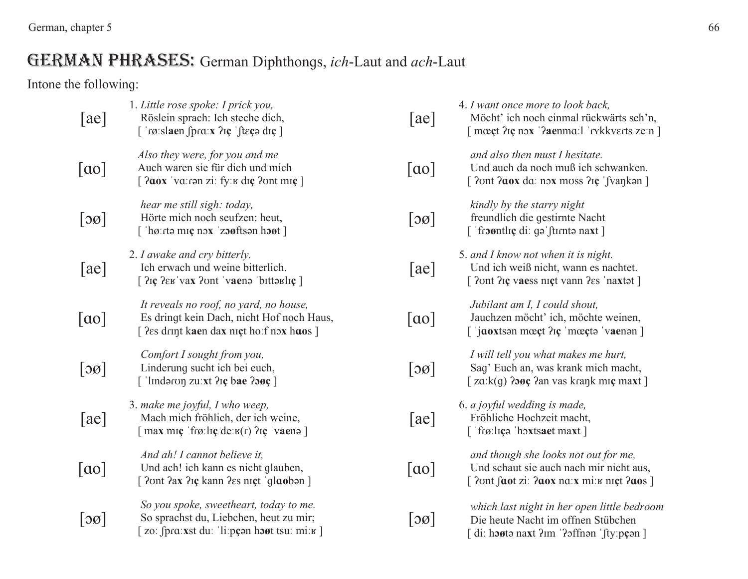# GERMAN PHRASES: German Diphthongs, *ich*-Laut and *ach*-Laut

Intone the following:

[ae]

1. *Little rose spoke: I prick you,*
Röslein sprach: Ich steche dich,
[ ˈrøːsl**ae**n ʃprɑː**x** ʔɪ**ç** ˈʃtɛ**ç**ə dɪ**ç** ]

[ɑo]

*Also they were, for you and me*
Auch waren sie für dich und mich
[ **ʔɑox** ˈvɑːrən ziː fyːʁ dɪ**ç** ʔʊnt mɪ**ç** ]

[ɔø]

*hear me still sigh: today,*
Hörte mich noch seufzen: heut,
[ ˈhøːrtə mɪ**ç** nɔ**x** ˈz**ɔø**ftsən h**ɔø**t ]

[ae]

2. *I awake and cry bitterly.*
Ich erwach und weine bitterlich.
[ ʔɪ**ç** ʔɛʁˈva**x** ʔʊnt ˈv**ae**nə ˈbɪttəʁlɪ**ç** ]

[ɑo]

*It reveals no roof, no yard, no house,*
Es dringt kein Dach, nicht Hof noch Haus,
[ ʔɛs drɪŋt k**ae**n da**x** nɪ**ç**t hoːf nɔ**x** h**ɑo**s ]

[ɔø]

*Comfort I sought from you,*
Linderung sucht ich bei euch,
[ ˈlɪndərʊŋ zuː**x**t ʔɪ**ç** b**ae** **ʔɔøç** ]

[ae]

3. *make me joyful, I who weep,*
Mach mich fröhlich, der ich weine,
[ ma**x** mɪ**ç** ˈfrøːlɪ**ç** deːʁ(r) ʔɪ**ç** ˈv**ae**nə ]

[ɑo]

*And ah! I cannot believe it,*
Und ach! ich kann es nicht glauben,
[ ʔʊnt ʔa**x** ʔɪ**ç** kann ʔɛs nɪ**ç**t ˈgl**ɑo**bən ]

[ɔø]

*So you spoke, sweetheart, today to me.*
So sprachst du, Liebchen, heut zu mir;
[ zoː ʃprɑː**x**st duː ˈliːp**ç**ən h**ɔø**t tsuː miːʁ ]

[ae]

4. *I want once more to look back,*
Möcht' ich noch einmal rückwärts seh'n,
[ mœ**ç**t ʔɪ**ç** nɔ**x** ˈ**ʔae**nmɑːl ˈrʏkkvɛrts zeːn ]

[ɑo]

*and also then must I hesitate.*
Und auch da noch muß ich schwanken.
[ ʔʊnt **ʔɑox** dɑː nɔ**x** mʊss ʔɪ**ç** ˈʃvaŋkən ]

[ɔø]

*kindly by the starry night*
freundlich die gestirnte Nacht
[ ˈfr**ɔø**ntlɪ**ç** diː gəˈʃtɪrntə na**x**t ]

[ae]

5. *and I know not when it is night.*
Und ich weiß nicht, wann es nachtet.
[ ʔʊnt ʔɪ**ç** v**ae**ss nɪ**ç**t vann ʔɛs ˈna**x**tət ]

[ɑo]

*Jubilant am I, I could shout,*
Jauchzen möcht' ich, möchte weinen,
[ ˈj**ɑox**tsən mœ**ç**t ʔɪ**ç** ˈmœ**ç**tə ˈv**ae**nən ]

[ɔø]

*I will tell you what makes me hurt,*
Sag' Euch an, was krank mich macht,
[ zɑːk(g) **ʔɔøç** ʔan vas kraŋk mɪ**ç** ma**x**t ]

[ae]

6. *a joyful wedding is made,*
Fröhliche Hochzeit macht,
[ ˈfrøːlɪ**ç**ə ˈhɔ**x**ts**ae**t ma**x**t ]

[ɑo]

*and though she looks not out for me,*
Und schaut sie auch nach mir nicht aus,
[ ʔʊnt ʃ**ɑo**t ziː **ʔɑox** nɑː**x** miːʁ nɪ**ç**t **ʔɑo**s ]

[ɔø]

*which last night in her open little bedroom*
Die heute Nacht im offnen Stübchen
[ diː h**ɔø**tə na**x**t ʔɪm ˈʔɔffnən ˈʃtyːp**ç**ən ]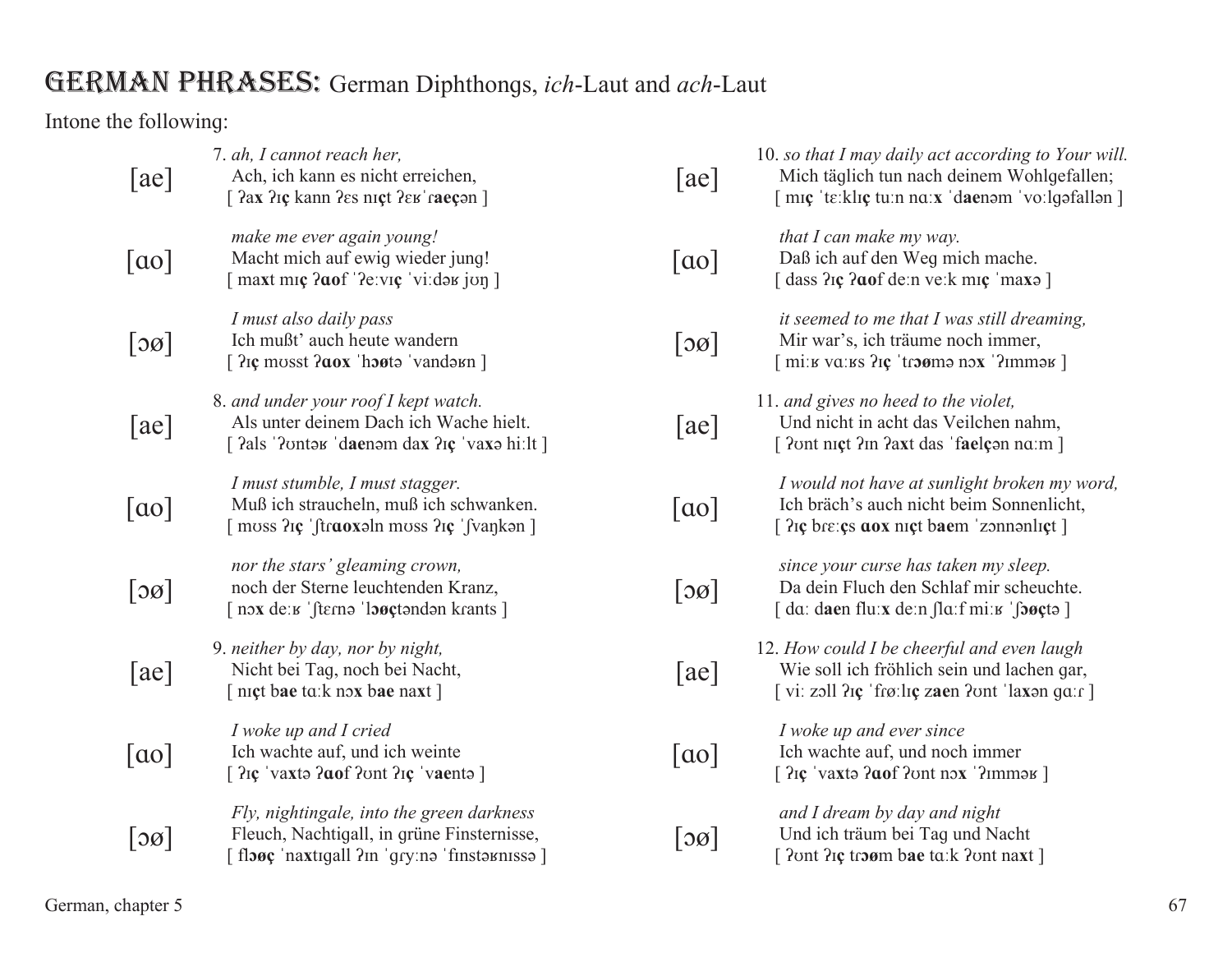# German Phrases: German Diphthongs, *ich*-Laut and *ach*-Laut

Intone the following:

[ae] 7. *ah, I cannot reach her,*
Ach, ich kann es nicht erreichen,
[ ʔa**x** ʔɪ**ç** kann ʔɛs nɪ**ç**t ʔɛʁˈɾ**aeç**ən ]

[ɑo] *make me ever again young!*
Macht mich auf ewig wieder jung!
[ ma**x**t mɪ**ç** ʔ**ɑo**f ˈʔeːvɪ**ç** ˈviːdəʁ jʊŋ ]

[ɔø] *I must also daily pass*
Ich mußt' auch heute wandern
[ ʔɪ**ç** mʊsst ʔ**ɑox** ˈh**ɔø**tə ˈvandəʁn ]

[ae] 8. *and under your roof I kept watch.*
Als unter deinem Dach ich Wache hielt.
[ ʔals ˈʔʊntəʁ ˈd**ae**nəm da**x** ʔɪ**ç** ˈva**x**ə hiːlt ]

[ɑo] *I must stumble, I must stagger.*
Muß ich straucheln, muß ich schwanken.
[ mʊss ʔɪ**ç** ˈʃtr**ɑox**əln mʊss ʔɪ**ç** ˈʃvaŋkən ]

[ɔø] *nor the stars' gleaming crown,*
noch der Sterne leuchtenden Kranz,
[ nɔ**x** deːʁ ˈʃtɛrnə ˈl**ɔøç**təndən kʁants ]

[ae] 9. *neither by day, nor by night,*
Nicht bei Tag, noch bei Nacht,
[ nɪ**ç**t b**ae** tɑːk nɔ**x** b**ae** na**x**t ]

[ɑo] *I woke up and I cried*
Ich wachte auf, und ich weinte
[ ʔɪ**ç** ˈva**x**tə ʔ**ɑo**f ʔʊnt ʔɪ**ç** ˈv**ae**ntə ]

[ɔø] *Fly, nightingale, into the green darkness*
Fleuch, Nachtigall, in grüne Finsternisse,
[ fl**ɔøç** ˈna**x**tɪgall ʔɪn ˈgɾyːnə ˈfɪnstəʁnɪssə ]

[ae] 10. *so that I may daily act according to Your will.*
Mich täglich tun nach deinem Wohlgefallen;
[ mɪ**ç** ˈtɛːklɪ**ç** tuːn nɑː**x** ˈd**ae**nəm ˈvoːlgəfallən ]

[ɑo] *that I can make my way.*
Daß ich auf den Weg mich mache.
[ dass ʔɪ**ç** ʔ**ɑo**f deːn veːk mɪ**ç** ˈma**x**ə ]

[ɔø] *it seemed to me that I was still dreaming,*
Mir war's, ich träume noch immer,
[ miːʁ vɑːʁs ʔɪ**ç** ˈtɾ**ɔø**mə nɔ**x** ˈʔɪmməʁ ]

[ae] 11. *and gives no heed to the violet,*
Und nicht in acht das Veilchen nahm,
[ ʔʊnt nɪ**ç**t ʔɪn ʔa**x**t das ˈf**ae**l**ç**ən nɑːm ]

[ɑo] *I would not have at sunlight broken my word,*
Ich bräch's auch nicht beim Sonnenlicht,
[ ʔɪ**ç** brɛː**ç**s **ɑox** nɪ**ç**t b**ae**m ˈzɔnnənlɪ**ç**t ]

[ɔø] *since your curse has taken my sleep.*
Da dein Fluch den Schlaf mir scheuchte.
[ dɑː d**ae**n fluː**x** deːn ʃlɑːf miːʁ ˈʃ**ɔøç**tə ]

[ae] 12. *How could I be cheerful and even laugh*
Wie soll ich fröhlich sein und lachen gar,
[ viː zɔll ʔɪ**ç** ˈfrøːlɪ**ç** z**ae**n ʔʊnt ˈla**x**ən gɑːɾ ]

[ɑo] *I woke up and ever since*
Ich wachte auf, und noch immer
[ ʔɪ**ç** ˈva**x**tə ʔ**ɑo**f ʔʊnt nɔ**x** ˈʔɪmməʁ ]

[ɔø] *and I dream by day and night*
Und ich träum bei Tag und Nacht
[ ʔʊnt ʔɪ**ç** tr**ɔø**m b**ae** tɑːk ʔʊnt na**x**t ]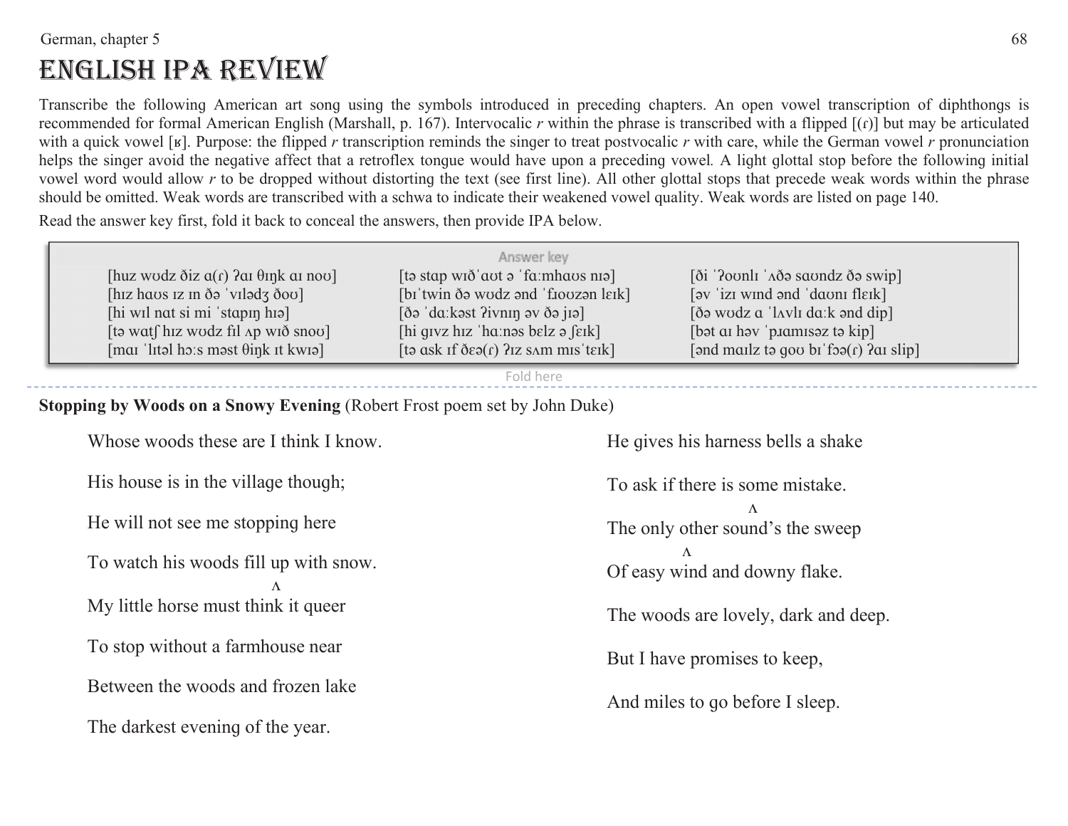# English IPA Review

Transcribe the following American art song using the symbols introduced in preceding chapters. An open vowel transcription of diphthongs is recommended for formal American English (Marshall, p. 167). Intervocalic *r* within the phrase is transcribed with a flipped [(ɾ)] but may be articulated with a quick vowel [ʁ]. Purpose: the flipped *r* transcription reminds the singer to treat postvocalic *r* with care, while the German vowel *r* pronunciation helps the singer avoid the negative affect that a retroflex tongue would have upon a preceding vowel. A light glottal stop before the following initial vowel word would allow *r* to be dropped without distorting the text (see first line). All other glottal stops that precede weak words within the phrase should be omitted. Weak words are transcribed with a schwa to indicate their weakened vowel quality. Weak words are listed on page 140.

Read the answer key first, fold it back to conceal the answers, then provide IPA below.

Answer key

| | | |
|---|---|---|
| [huz wʊdz ðiz ɑ(ɾ) ʔaɪ θɪŋk aɪ noʊ] | [tə stap wɪðˈaʊt ə ˈfɑːmhaʊs nɪə] | [ði ˈʔoʊnlɪ ˈʌðə saʊndz ðə swip] |
| [hɪz haʊs ɪz ɪn ðə ˈvɪlədʒ ðoʊ] | [bɪˈtwin ðə wʊdz ənd ˈfɹoʊzən lɛɪk] | [əv ˈizɪ wɪnd ənd ˈdaʊnɪ flɛɪk] |
| [hi wɪl nat si mi ˈstapɪŋ hɪə] | [ðə ˈdɑːkəst ʔivnɪŋ əv ðə jɪə] | [ðə wʊdz ɑ ˈlʌvlɪ dɑːk ənd dip] |
| [tə watʃ hɪz wʊdz fɪl ʌp wɪð snoʊ] | [hi gɪvz hɪz ˈhɑːnəs bɛlz ə ʃɛɪk] | [bət aɪ həv ˈpɹamɪsəz tə kip] |
| [maɪ ˈlɪtəl hɔːs məst θiŋk ɪt kwɪə] | [tə ask ɪf ðɛə(ɾ) ʔɪz sʌm mɪsˈtɛɪk] | [ənd maɪlz tə goʊ bɪˈfɔə(ɾ) ʔaɪ slip] |

Fold here

**Stopping by Woods on a Snowy Evening** (Robert Frost poem set by John Duke)

Whose woods these are I think I know.

His house is in the village though;

He will not see me stopping here

To watch his woods fill up with snow.

My little horse must think ^ it queer

To stop without a farmhouse near

Between the woods and frozen lake

The darkest evening of the year.

He gives his harness bells a shake

To ask if there is some mistake.

The only other sound^'s the sweep

Of easy ^ wind and downy flake.

The woods are lovely, dark and deep.

But I have promises to keep,

And miles to go before I sleep.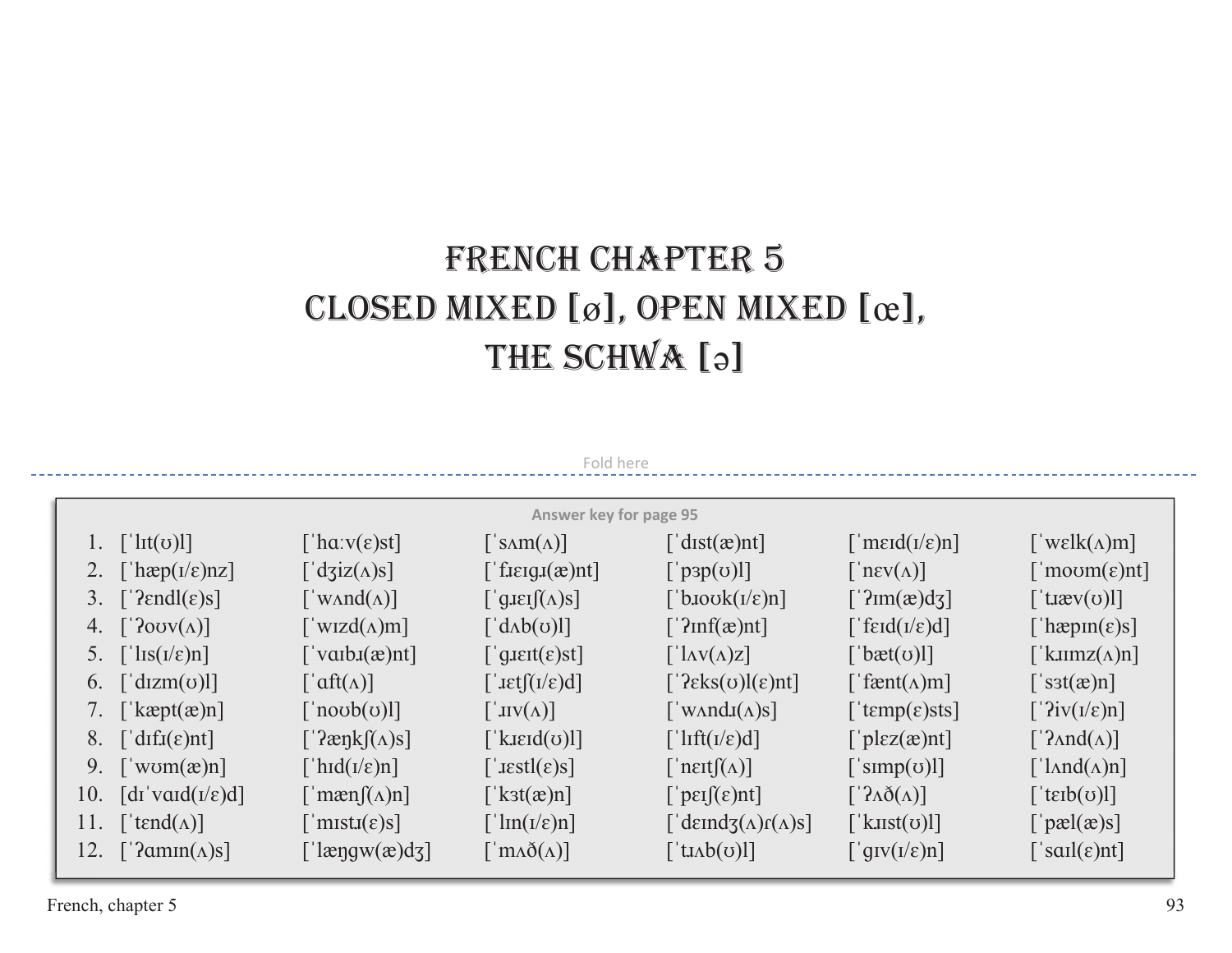# French Chapter 5
# Closed Mixed [ø], Open Mixed [œ], The Schwa [ə]

Fold here

**Answer key for page 95**

| | | | | | | |
|---|---|---|---|---|---|---|
| 1. | [ˈlɪt(ʊ)l] | [ˈhɑːv(ɛ)st] | [ˈsʌm(ʌ)] | [ˈdɪst(æ)nt] | [ˈmɛɪd(ɪ/ɛ)n] | [ˈwɛlk(ʌ)m] |
| 2. | [ˈhæp(ɪ/ɛ)nz] | [ˈdʒiz(ʌ)s] | [ˈfɹɛɪgɹ(æ)nt] | [ˈpɜp(ʊ)l] | [ˈnɛv(ʌ)] | [ˈmoʊm(ɛ)nt] |
| 3. | [ˈʔɛndl(ɛ)s] | [ˈwʌnd(ʌ)] | [ˈgɹɛɪʃ(ʌ)s] | [ˈbɹoʊk(ɪ/ɛ)n] | [ˈʔɪm(æ)dʒ] | [ˈtɹæv(ʊ)l] |
| 4. | [ˈʔoʊv(ʌ)] | [ˈwɪzd(ʌ)m] | [ˈdʌb(ʊ)l] | [ˈʔɪnf(æ)nt] | [ˈfɛɪd(ɪ/ɛ)d] | [ˈhæpɪn(ɛ)s] |
| 5. | [ˈlɪs(ɪ/ɛ)n] | [ˈvaɪbɹ(æ)nt] | [ˈgɹɛɪt(ɛ)st] | [ˈlʌv(ʌ)z] | [ˈbæt(ʊ)l] | [ˈkɹɪmz(ʌ)n] |
| 6. | [ˈdɪzm(ʊ)l] | [ˈɑft(ʌ)] | [ˈɹɛtʃ(ɪ/ɛ)d] | [ˈʔɛks(ʊ)l(ɛ)nt] | [ˈfænt(ʌ)m] | [ˈsɜt(æ)n] |
| 7. | [ˈkæpt(æ)n] | [ˈnoʊb(ʊ)l] | [ˈɹɪv(ʌ)] | [ˈwʌndɹ(ʌ)s] | [ˈtɛmp(ɛ)sts] | [ˈʔiv(ɪ/ɛ)n] |
| 8. | [ˈdɪfɹ(ɛ)nt] | [ˈʔæŋkʃ(ʌ)s] | [ˈkɹɛɪd(ʊ)l] | [ˈlɪft(ɪ/ɛ)d] | [ˈplɛz(æ)nt] | [ˈʔʌnd(ʌ)] |
| 9. | [ˈwʊm(æ)n] | [ˈhɪd(ɪ/ɛ)n] | [ˈɹɛstl(ɛ)s] | [ˈnɛɪtʃ(ʌ)] | [ˈsɪmp(ʊ)l] | [ˈlʌnd(ʌ)n] |
| 10. | [dɪˈvaɪd(ɪ/ɛ)d] | [ˈmænʃ(ʌ)n] | [ˈkɜt(æ)n] | [ˈpɛɪʃ(ɛ)nt] | [ˈʔʌð(ʌ)] | [ˈtɛɪb(ʊ)l] |
| 11. | [ˈtɛnd(ʌ)] | [ˈmɪstɹ(ɛ)s] | [ˈlɪn(ɪ/ɛ)n] | [ˈdɛɪndʒ(ʌ)ɾ(ʌ)s] | [ˈkɹɪst(ʊ)l] | [ˈpæl(æ)s] |
| 12. | [ˈʔamɪn(ʌ)s] | [ˈlæŋgw(æ)dʒ] | [ˈmʌð(ʌ)] | [ˈtɹʌb(ʊ)l] | [ˈgɪv(ɪ/ɛ)n] | [ˈsaɪl(ɛ)nt] |

French, chapter 5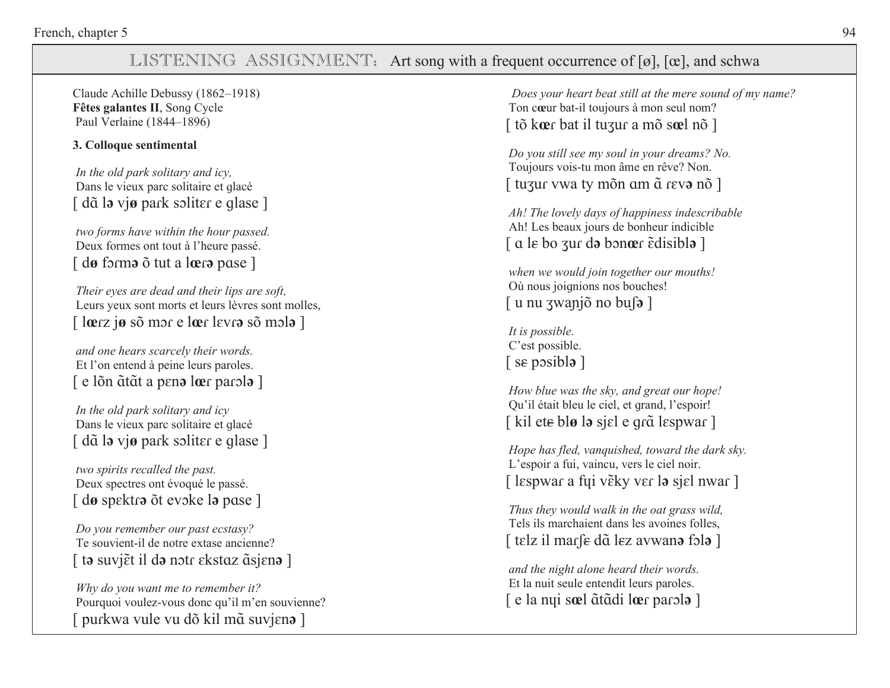## LISTENING ASSIGNMENT: Art song with a frequent occurrence of [ø], [œ], and schwa

Claude Achille Debussy (1862–1918)
**Fêtes galantes II**, Song Cycle
Paul Verlaine (1844–1896)

**3. Colloque sentimental**

*In the old park solitary and icy,*
Dans le vieux parc solitaire et glacé
[ dɑ̃ l**ə** vj**ø** paɾk sɔlitɛɾ e glase ]

*two forms have within the hour passed.*
Deux formes ont tout à l'heure passé.
[ d**ø** fɔɾm**ə** õ tut a l**œ**ɾ**ə** pɑse ]

*Their eyes are dead and their lips are soft,*
Leurs yeux sont morts et leurs lèvres sont molles,
[ l**œ**ɾz j**ø** sõ mɔɾ e l**œ**ɾ lɛvɾ**ə** sõ mɔl**ə** ]

*and one hears scarcely their words.*
Et l'on entend à peine leurs paroles.
[ e lõn ɑ̃tɑ̃t a pɛn**ə** l**œ**ɾ paɾɔl**ə** ]

*In the old park solitary and icy*
Dans le vieux parc solitaire et glacé
[ dɑ̃ l**ə** vj**ø** paɾk sɔlitɛɾ e glase ]

*two spirits recalled the past.*
Deux spectres ont évoqué le passé.
[ d**ø** spɛktɾ**ə** õt evɔke l**ə** pɑse ]

*Do you remember our past ecstasy?*
Te souvient-il de notre extase ancienne?
[ t**ə** suvjɛ̃t il d**ə** nɔtɾ ɛkstɑz ɑ̃sjɛn**ə** ]

*Why do you want me to remember it?*
Pourquoi voulez-vous donc qu'il m'en souvienne?
[ puɾkwa vule vu dõ kil mɑ̃ suvjɛn**ə** ]

*Does your heart beat still at the mere sound of my name?*
Ton cœur bat-il toujours à mon seul nom?
[ tõ k**œ**ɾ bat il tuʒuɾ a mõ s**œ**l nõ ]

*Do you still see my soul in your dreams? No.*
Toujours vois-tu mon âme en rêve? Non.
[ tuʒuɾ vwa ty mõn ɑm ɑ̃ ɾɛv**ə** nõ ]

*Ah! The lovely days of happiness indescribable*
Ah! Les beaux jours de bonheur indicible
[ ɑ lɛ bo ʒuɾ d**ə** bɔn**œ**ɾ ɛ̃disibl**ə** ]

*when we would join together our mouths!*
Où nous joignions nos bouches!
[ u nu ʒwaɲjõ no buʃ**ə** ]

*It is possible.*
C'est possible.
[ sɛ pɔsibl**ə** ]

*How blue was the sky, and great our hope!*
Qu'il était bleu le ciel, et grand, l'espoir!
[ kil etɛ bl**ø** l**ə** sjɛl e gɾɑ̃ lɛspwaɾ ]

*Hope has fled, vanquished, toward the dark sky.*
L'espoir a fui, vaincu, vers le ciel noir.
[ lɛspwaɾ a fɥi vɛ̃ky vɛɾ l**ə** sjɛl nwaɾ ]

*Thus they would walk in the oat grass wild,*
Tels ils marchaient dans les avoines folles,
[ tɛlz il maɾʃɛ dɑ̃ lɛz avwan**ə** fɔl**ə** ]

*and the night alone heard their words.*
Et la nuit seule entendit leurs paroles.
[ e la nɥi s**œ**l ɑ̃tɑ̃di l**œ**ɾ paɾɔl**ə** ]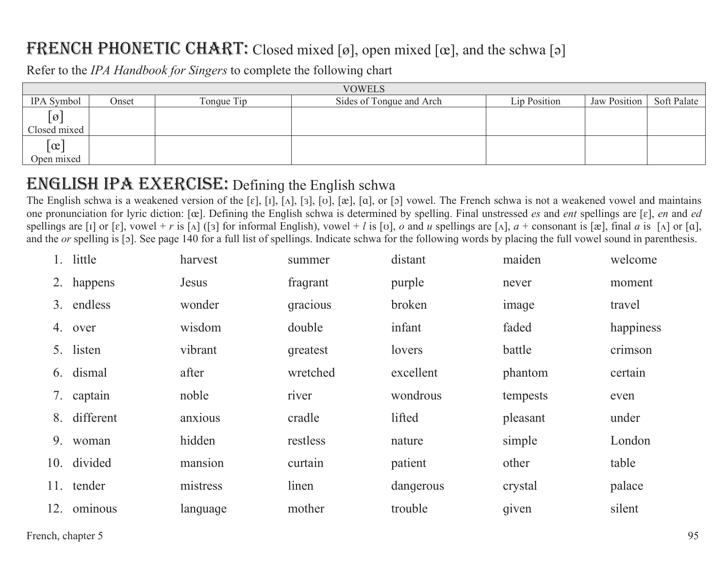# FRENCH PHONETIC CHART: Closed mixed [ø], open mixed [œ], and the schwa [ə]

Refer to the *IPA Handbook for Singers* to complete the following chart

| VOWELS | | | | | | |
|---|---|---|---|---|---|---|
| IPA Symbol | Onset | Tongue Tip | Sides of Tongue and Arch | Lip Position | Jaw Position | Soft Palate |
| [ø] Closed mixed | | | | | | |
| [œ] Open mixed | | | | | | |

# ENGLISH IPA EXERCISE: Defining the English schwa

The English schwa is a weakened version of the [ɛ], [ɪ], [ʌ], [ɜ], [ʊ], [æ], [ɑ], or [ɔ] vowel. The French schwa is not a weakened vowel and maintains one pronunciation for lyric diction: [œ]. Defining the English schwa is determined by spelling. Final unstressed *es* and *ent* spellings are [ɛ], *en* and *ed* spellings are [ɪ] or [ɛ], vowel + *r* is [ʌ] ([ɜ] for informal English), vowel + *l* is [ʊ], *o* and *u* spellings are [ʌ], *a* + consonant is [æ], final *a* is [ʌ] or [ɑ], and the *or* spelling is [ɔ]. See page 140 for a full list of spellings. Indicate schwa for the following words by placing the full vowel sound in parenthesis.

| | | | | | | |
|---|---|---|---|---|---|---|
| 1. | little | harvest | summer | distant | maiden | welcome |
| 2. | happens | Jesus | fragrant | purple | never | moment |
| 3. | endless | wonder | gracious | broken | image | travel |
| 4. | over | wisdom | double | infant | faded | happiness |
| 5. | listen | vibrant | greatest | lovers | battle | crimson |
| 6. | dismal | after | wretched | excellent | phantom | certain |
| 7. | captain | noble | river | wondrous | tempests | even |
| 8. | different | anxious | cradle | lifted | pleasant | under |
| 9. | woman | hidden | restless | nature | simple | London |
| 10. | divided | mansion | curtain | patient | other | table |
| 11. | tender | mistress | linen | dangerous | crystal | palace |
| 12. | ominous | language | mother | trouble | given | silent |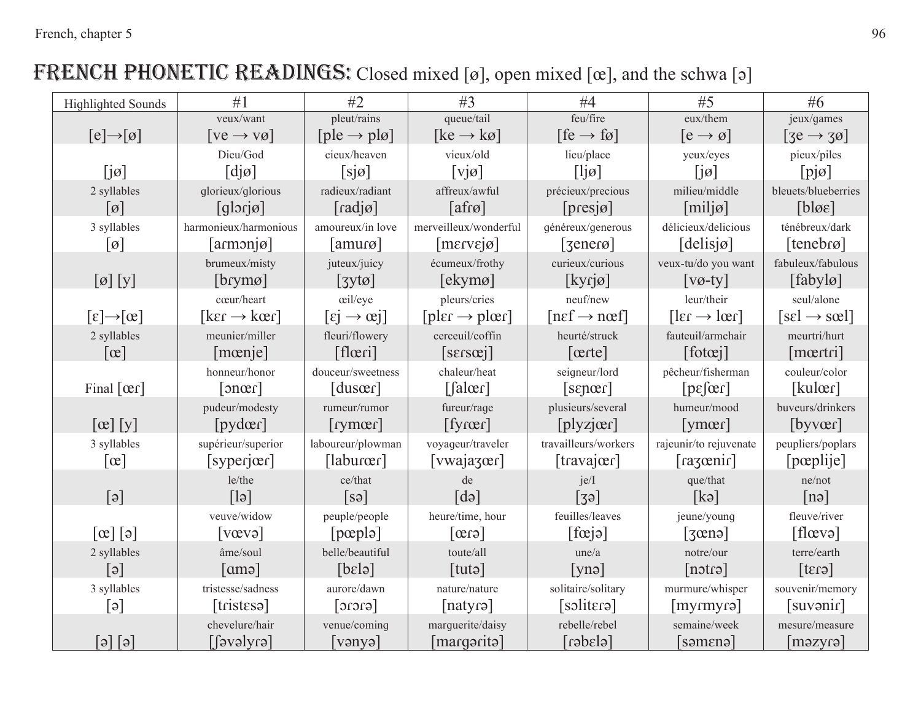# French Phonetic Readings: Closed mixed [ø], open mixed [œ], and the schwa [ə]

| Highlighted Sounds | #1 | #2 | #3 | #4 | #5 | #6 |
|---|---|---|---|---|---|---|
| [e]→[ø] | veux/want [ve → vø] | pleut/rains [ple → plø] | queue/tail [ke → kø] | feu/fire [fe → fø] | eux/them [e → ø] | jeux/games [ʒe → ʒø] |
| [jø] | Dieu/God [djø] | cieux/heaven [sjø] | vieux/old [vjø] | lieu/place [ljø] | yeux/eyes [jø] | pieux/piles [pjø] |
| 2 syllables [ø] | glorieux/glorious [glɔɾjø] | radieux/radiant [ɾadjø] | affreux/awful [afɾø] | précieux/precious [pɾesjø] | milieu/middle [miljø] | bleuets/blueberries [bløɛ] |
| 3 syllables [ø] | harmonieux/harmonious [aɾmɔnjø] | amoureux/in love [amuɾø] | merveilleux/wonderful [mɛɾvɛjø] | généreux/generous [ʒeneɾø] | délicieux/delicious [delisjø] | ténébreux/dark [tenebɾø] |
| [ø] [y] | brumeux/misty [bɾymø] | juteux/juicy [ʒytø] | écumeux/frothy [ekymø] | curieux/curious [kyɾjø] | veux-tu/do you want [vø-ty] | fabuleux/fabulous [fabylø] |
| [ɛ]→[œ] | cœur/heart [kɛɾ → kœɾ] | œil/eye [ɛj → œj] | pleurs/cries [plɛɾ → plœɾ] | neuf/new [nɛf → nœf] | leur/their [lɛɾ → lœɾ] | seul/alone [sɛl → sœl] |
| 2 syllables [œ] | meunier/miller [mœnje] | fleuri/flowery [flœɾi] | cerceuil/coffin [sɛɾsœj] | heurté/struck [œɾte] | fauteuil/armchair [fotœj] | meurtri/hurt [mœɾtɾi] |
| Final [œɾ] | honneur/honor [ɔnœɾ] | douceur/sweetness [dusœɾ] | chaleur/heat [ʃalœɾ] | seigneur/lord [sɛɲœɾ] | pêcheur/fisherman [pɛʃœɾ] | couleur/color [kulœɾ] |
| [œ] [y] | pudeur/modesty [pydœɾ] | rumeur/rumor [ɾymœɾ] | fureur/rage [fyɾœɾ] | plusieurs/several [plyzjœɾ] | humeur/mood [ymœɾ] | buveurs/drinkers [byvœɾ] |
| 3 syllables [œ] | supérieur/superior [supeɾjœɾ] | laboureur/plowman [labuɾœɾ] | voyageur/traveler [vwajaʒœɾ] | travailleurs/workers [tɾavajœɾ] | rajeunir/to rejuvenate [ɾaʒœniɾ] | peupliers/poplars [pœplije] |
| [ə] | le/the [lə] | ce/that [sə] | de [də] | je/I [ʒə] | que/that [kə] | ne/not [nə] |
| [œ] [ə] | veuve/widow [vœvə] | peuple/people [pœplə] | heure/time, hour [œɾə] | feuilles/leaves [fœjə] | jeune/young [ʒœnə] | fleuve/river [flœvə] |
| 2 syllables [ə] | âme/soul [ɑmə] | belle/beautiful [bɛlə] | toute/all [tutə] | une/a [ynə] | notre/our [nɔtɾə] | terre/earth [tɛɾə] |
| 3 syllables [ə] | tristesse/sadness [tɾistɛsə] | aurore/dawn [ɔɾɔɾə] | nature/nature [natyɾə] | solitaire/solitary [sɔlitɛɾə] | murmure/whisper [myɾmyɾə] | souvenir/memory [suvəniɾ] |
| [ə] [ə] | chevelure/hair [ʃəvəlyɾə] | venue/coming [vənyə] | marguerite/daisy [maɾgəritə] | rebelle/rebel [ɾəbɛlə] | semaine/week [səmɛnə] | mesure/measure [məzyɾə] |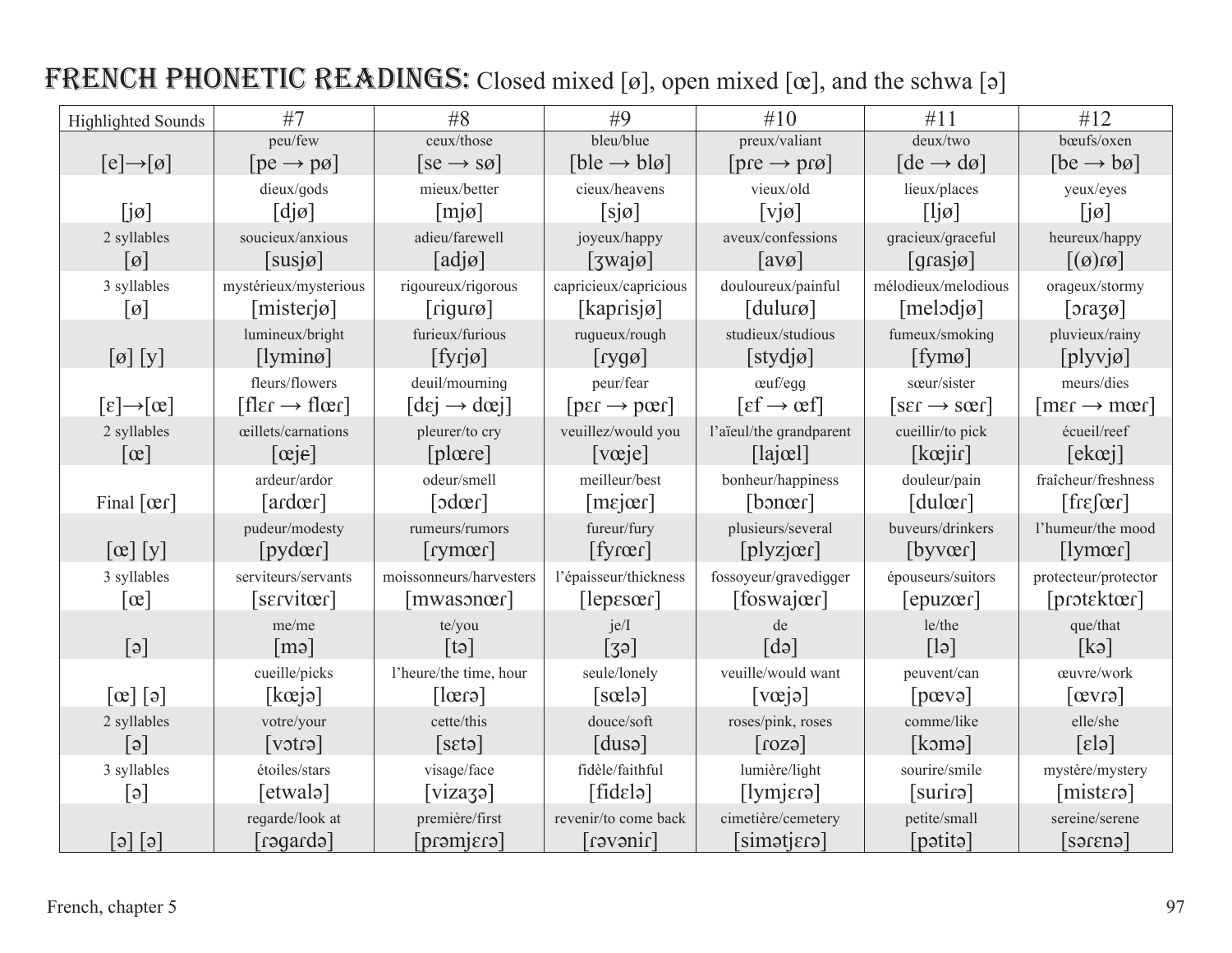# French Phonetic Readings: Closed mixed [ø], open mixed [œ], and the schwa [ə]

| Highlighted Sounds | #7 | #8 | #9 | #10 | #11 | #12 |
|---|---|---|---|---|---|---|
| [e]→[ø] | peu/few<br>[pe → pø] | ceux/those<br>[se → sø] | bleu/blue<br>[ble → blø] | preux/valiant<br>[pɾe → pɾø] | deux/two<br>[de → dø] | bœufs/oxen<br>[be → bø] |
| [jø] | dieux/gods<br>[djø] | mieux/better<br>[mjø] | cieux/heavens<br>[sjø] | vieux/old<br>[vjø] | lieux/places<br>[ljø] | yeux/eyes<br>[jø] |
| 2 syllables<br>[ø] | soucieux/anxious<br>[susjø] | adieu/farewell<br>[adjø] | joyeux/happy<br>[ʒwajø] | aveux/confessions<br>[avø] | gracieux/graceful<br>[gɾasjø] | heureux/happy<br>[(ø)ɾø] |
| 3 syllables<br>[ø] | mystérieux/mysterious<br>[misteɾjø] | rigoureux/rigorous<br>[ɾiguɾø] | capricieux/capricious<br>[kapɾisjø] | douloureux/painful<br>[duluɾø] | mélodieux/melodious<br>[melɔdjø] | orageux/stormy<br>[ɔɾaʒø] |
| [ø] [y] | lumineux/bright<br>[lyminø] | furieux/furious<br>[fyɾjø] | rugueux/rough<br>[ɾygø] | studieux/studious<br>[stydjø] | fumeux/smoking<br>[fymø] | pluvieux/rainy<br>[plyvjø] |
| [ɛ]→[œ] | fleurs/flowers<br>[flɛɾ → flœɾ] | deuil/mourning<br>[dɛj → dœj] | peur/fear<br>[pɛɾ → pœɾ] | œuf/egg<br>[ɛf → œf] | sœur/sister<br>[sɛɾ → sœɾ] | meurs/dies<br>[mɛɾ → mœɾ] |
| 2 syllables<br>[œ] | œillets/carnations<br>[œjɘ] | pleurer/to cry<br>[plœɾe] | veuillez/would you<br>[vœje] | l'aïeul/the grandparent<br>[lajœl] | cueillir/to pick<br>[kœjiɾ] | écueil/reef<br>[ekœj] |
| Final [œɾ] | ardeur/ardor<br>[aɾdœɾ] | odeur/smell<br>[ɔdœɾ] | meilleur/best<br>[mɛjœɾ] | bonheur/happiness<br>[bɔnœɾ] | douleur/pain<br>[dulœɾ] | fraîcheur/freshness<br>[fɾɛʃœɾ] |
| [œ] [y] | pudeur/modesty<br>[pydœɾ] | rumeurs/rumors<br>[ɾymœɾ] | fureur/fury<br>[fyɾœɾ] | plusieurs/several<br>[plyzjœɾ] | buveurs/drinkers<br>[byvœɾ] | l'humeur/the mood<br>[lymœɾ] |
| 3 syllables<br>[œ] | serviteurs/servants<br>[sɛɾvitœɾ] | moissonneurs/harvesters<br>[mwasɔnœɾ] | l'épaisseur/thickness<br>[lepɛsœɾ] | fossoyeur/gravedigger<br>[foswajœɾ] | épouseurs/suitors<br>[epuzœɾ] | protecteur/protector<br>[pɾɔtɛktœɾ] |
| [ə] | me/me<br>[mə] | te/you<br>[tə] | je/I<br>[ʒə] | de<br>[də] | le/the<br>[lə] | que/that<br>[kə] |
| [œ] [ə] | cueille/picks<br>[kœjə] | l'heure/the time, hour<br>[lœɾə] | seule/lonely<br>[sœlə] | veuille/would want<br>[vœjə] | peuvent/can<br>[pœvə] | œuvre/work<br>[œvɾə] |
| 2 syllables<br>[ə] | votre/your<br>[vɔtɾə] | cette/this<br>[sɛtə] | douce/soft<br>[dusə] | roses/pink, roses<br>[ɾozə] | comme/like<br>[kɔmə] | elle/she<br>[ɛlə] |
| 3 syllables<br>[ə] | étoiles/stars<br>[etwalə] | visage/face<br>[vizaʒə] | fidèle/faithful<br>[fidɛlə] | lumière/light<br>[lymjɛɾə] | sourire/smile<br>[suɾiɾə] | mystère/mystery<br>[mistɛɾə] |
| [ə] [ə] | regarde/look at<br>[ɾəgaɾdə] | première/first<br>[pɾəmjɛɾə] | revenir/to come back<br>[ɾəvəniɾ] | cimetière/cemetery<br>[simətjɛɾə] | petite/small<br>[pətitə] | sereine/serene<br>[səɾɛnə] |

French, chapter 5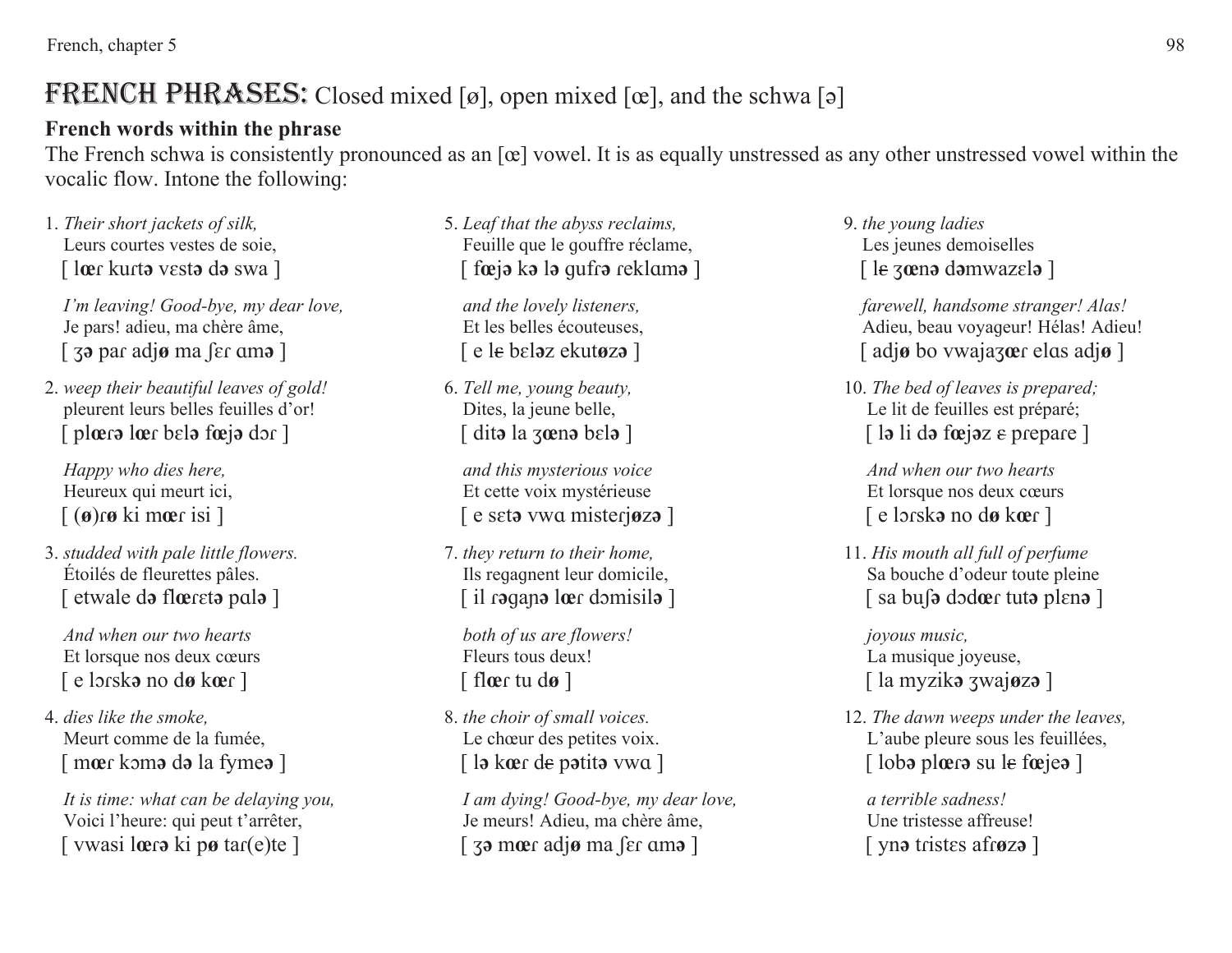# FRENCH PHRASES: Closed mixed [ø], open mixed [œ], and the schwa [ə]

**French words within the phrase**

The French schwa is consistently pronounced as an [œ] vowel. It is as equally unstressed as any other unstressed vowel within the vocalic flow. Intone the following:

1. *Their short jackets of silk,*
   Leurs courtes vestes de soie,
   [ lœɾ kuɾtə vɛstə də swa ]

   *I'm leaving! Good-bye, my dear love,*
   Je pars! adieu, ma chère âme,
   [ ʒə paɾ adjø ma ʃɛɾ ɑmə ]

2. *weep their beautiful leaves of gold!*
   pleurent leurs belles feuilles d'or!
   [ plœɾə lœɾ bɛlə fœjə dɔɾ ]

   *Happy who dies here,*
   Heureux qui meurt ici,
   [ (ø)ɾø ki mœɾ isi ]

3. *studded with pale little flowers.*
   Étoilés de fleurettes pâles.
   [ etwale də flœɾɛtə pɑlə ]

   *And when our two hearts*
   Et lorsque nos deux cœurs
   [ e lɔɾskə no dø kœɾ ]

4. *dies like the smoke,*
   Meurt comme de la fumée,
   [ mœɾ kɔmə də la fymeə ]

   *It is time: what can be delaying you,*
   Voici l'heure: qui peut t'arrêter,
   [ vwasi lœɾə ki pø taɾ(e)te ]

5. *Leaf that the abyss reclaims,*
   Feuille que le gouffre réclame,
   [ fœjə kə lə gufɾə ɾeklɑmə ]

   *and the lovely listeners,*
   Et les belles écouteuses,
   [ e lɇ bɛləz ekutøzə ]

6. *Tell me, young beauty,*
   Dites, la jeune belle,
   [ ditə la ʒœnə bɛlə ]

   *and this mysterious voice*
   Et cette voix mystérieuse
   [ e sɛtə vwɑ misteɾjøzə ]

7. *they return to their home,*
   Ils regagnent leur domicile,
   [ il ɾəgaɲə lœɾ dɔmisilə ]

   *both of us are flowers!*
   Fleurs tous deux!
   [ flœɾ tu dø ]

8. *the choir of small voices.*
   Le chœur des petites voix.
   [ lə kœɾ dɇ pətitə vwɑ ]

   *I am dying! Good-bye, my dear love,*
   Je meurs! Adieu, ma chère âme,
   [ ʒə mœɾ adjø ma ʃɛɾ ɑmə ]

9. *the young ladies*
   Les jeunes demoiselles
   [ lɇ ʒœnə dəmwazɛlə ]

   *farewell, handsome stranger! Alas!*
   Adieu, beau voyageur! Hélas! Adieu!
   [ adjø bo vwajaʒœɾ elɑs adjø ]

10. *The bed of leaves is prepared;*
    Le lit de feuilles est préparé;
    [ lə li də fœjəz ɛ pɾepaɾe ]

    *And when our two hearts*
    Et lorsque nos deux cœurs
    [ e lɔɾskə no dø kœɾ ]

11. *His mouth all full of perfume*
    Sa bouche d'odeur toute pleine
    [ sa buʃə dɔdœɾ tutə plɛnə ]

    *joyous music,*
    La musique joyeuse,
    [ la myzikə ʒwajøzə ]

12. *The dawn weeps under the leaves,*
    L'aube pleure sous les feuillées,
    [ lobə plœɾə su lɇ fœjeə ]

    *a terrible sadness!*
    Une tristesse affreuse!
    [ ynə tɾistɛs afɾøzə ]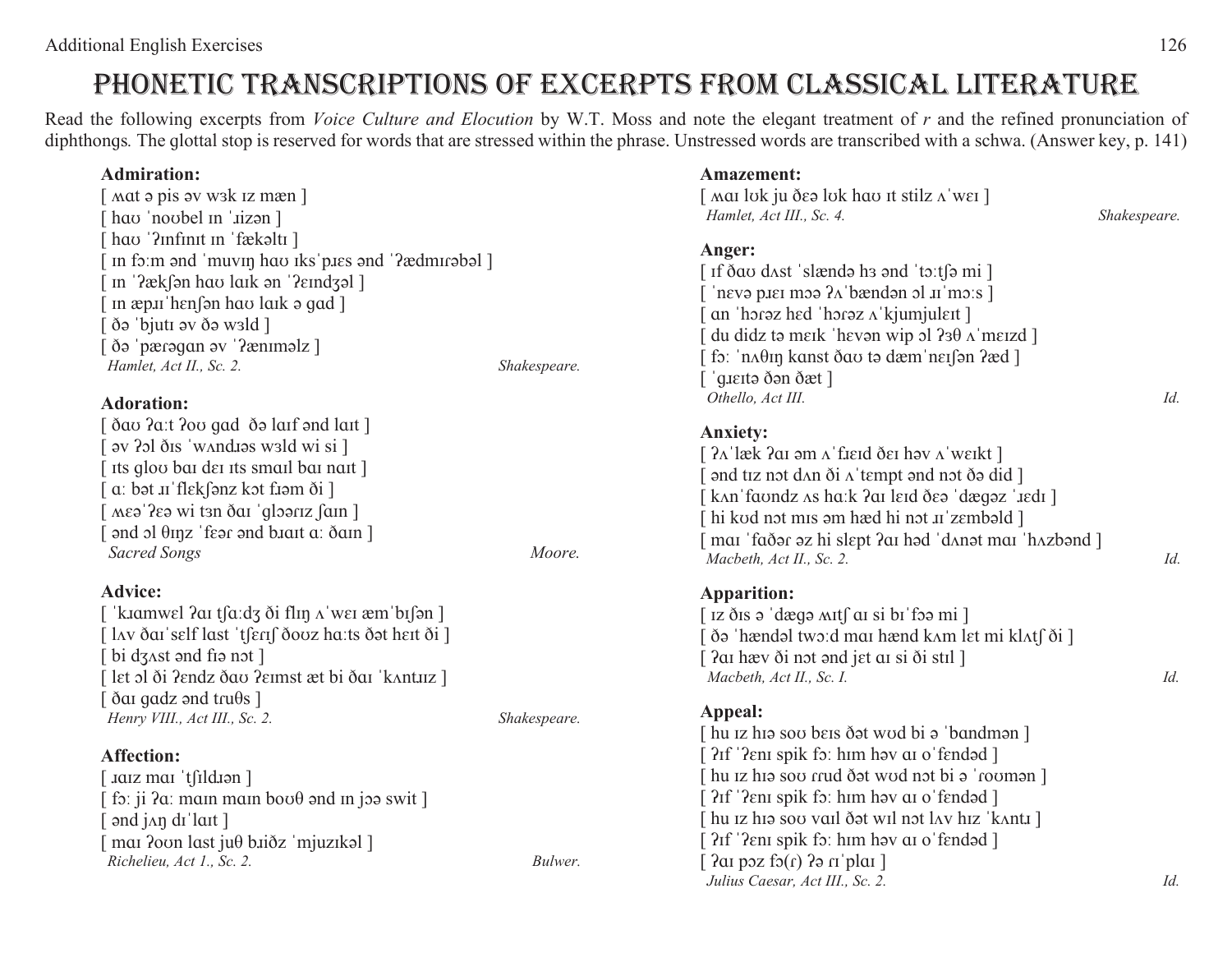# Phonetic Transcriptions of Excerpts from Classical Literature

Read the following excerpts from *Voice Culture and Elocution* by W.T. Moss and note the elegant treatment of *r* and the refined pronunciation of diphthongs*.* The glottal stop is reserved for words that are stressed within the phrase. Unstressed words are transcribed with a schwa. (Answer key, p. 141)

**Admiration:**

[ ʍat ə pis əv wɜk ɪz mæn ]
[ haʊ ˈnoʊbel ɪn ˈɹizən ]
[ haʊ ˈʔɪnfɪnɪt ɪn ˈfækəltɪ ]
[ ɪn fɔːm ənd ˈmuvɪŋ haʊ ɪksˈpɹɛs ənd ˈʔædmɪɾəbəl ]
[ ɪn ˈʔækʃən haʊ laɪk ən ˈʔeɪndʒəl ]
[ ɪn æpɹɪˈhɛnʃən haʊ laɪk ə gɑd ]
[ ðə ˈbjutɪ əv ðə wɜld ]
[ ðə ˈpærəgɑn əv ˈʔænɪməlz ]
*Hamlet, Act II., Sc. 2.* *Shakespeare.*

**Adoration:**

[ ðaʊ ʔɑːt ʔoʊ gɑd ðə laɪf ənd laɪt ]
[ əv ʔɔl ðɪs ˈwʌndɹəs wɜld wi si ]
[ ɪts gloʊ baɪ deɪ ɪts smaɪl baɪ naɪt ]
[ ɑː bət ɹɪˈflɛkʃənz kɔt fɹəm ði ]
[ ʍɛəˈʔɛə wi tɜn ðaɪ ˈglɔəɾɪz ʃaɪn ]
[ ənd ɔl θɪŋz ˈfɛəɾ ənd bɹaɪt ɑː ðaɪn ]
*Sacred Songs* *Moore.*

**Advice:**

[ ˈkɹamwɛl ʔaɪ tʃɑːdʒ ði flɪŋ ʌˈweɪ æmˈbɪʃən ]
[ lʌv ðaɪˈsɛlf lɑst ˈtʃɛɾɪʃ ðoʊz hɑːts ðət hɛɪt ði ]
[ bi dʒʌst ənd fɪə nɒt ]
[ lɛt ɔl ði ʔɛndz ðaʊ ʔeɪmst æt bi ðaɪ ˈkʌntɹɪz ]
[ ðaɪ gɑdz ənd tɾuθs ]
*Henry VIII., Act III., Sc. 2.* *Shakespeare.*

**Affection:**

[ ɹaɪz maɪ ˈtʃɪldɹən ]
[ fɔː ji ʔɑː maɪn maɪn boʊθ ənd ɪn jɔə swit ]
[ ənd jʌŋ dɪˈlaɪt ]
[ maɪ ʔoʊn lɑst juθ bɹiðz ˈmjuzɪkəl ]
*Richelieu, Act 1., Sc. 2.* *Bulwer.*

**Amazement:**

[ ʍaɪ lʊk ju ðɛə lʊk haʊ ɪt stilz ʌˈweɪ ]
*Hamlet, Act III., Sc. 4.* *Shakespeare.*

**Anger:**

[ ɪf ðaʊ dʌst ˈslændə hɜ ənd ˈtɔːtʃə mi ]
[ ˈnɛvə pɹɛɪ mɔə ʔʌˈbændən ɔl ɹɪˈmɔːs ]
[ ɑn ˈhɔɾəz hɛd ˈhɔɾəz ʌˈkjumjuleɪt ]
[ du didz tə meɪk ˈhɛvən wip ɔl ʔɜθ ʌˈmeɪzd ]
[ fɔː ˈnʌθɪŋ kɑnst ðaʊ tə dæmˈneɪʃən ʔæd ]
[ ˈgɹeɪtə ðən ðæt ]
*Othello, Act III.* *Id.*

**Anxiety:**

[ ʔʌˈlæk ʔaɪ əm ʌˈfɹɛɪd ðeɪ həv ʌˈweɪkt ]
[ ənd tɪz nɒt dʌn ði ʌˈtɛmpt ənd nɒt ðə did ]
[ kʌnˈfaʊndz ʌs hɑːk ʔaɪ leɪd ðɛə ˈdægəz ˈɹɛdɪ ]
[ hi kʊd nɒt mɪs əm hæd hi nɒt ɹɪˈzɛmbəld ]
[ maɪ ˈfɑðəɾ əz hi slɛpt ʔaɪ hæd ˈdʌnət maɪ ˈhʌzbənd ]
*Macbeth, Act II., Sc. 2.* *Id.*

**Apparition:**

[ ɪz ðɪs ə ˈdægə ʍɪtʃ aɪ si bɪˈfɔə mi ]
[ ðə ˈhændəl twɔːd maɪ hænd kʌm lɛt mi klʌtʃ ði ]
[ ʔaɪ hæv ði nɒt ənd jɛt aɪ si ði stɪl ]
*Macbeth, Act II., Sc. I.* *Id.*

**Appeal:**

[ hu ɪz hɪə soʊ bɛɪs ðət wʊd bi ə ˈbɑndmən ]
[ ʔɪf ˈʔɛnɪ spik fɔː hɪm həv aɪ oˈfɛndəd ]
[ hu ɪz hɪə soʊ ɾɾud ðət wʊd nɒt bi ə ˈɾoʊmən ]
[ ʔɪf ˈʔɛnɪ spik fɔː hɪm həv aɪ oˈfɛndəd ]
[ hu ɪz hɪə soʊ vaɪl ðət wɪl nɒt lʌv hɪz ˈkʌntɹɪ ]
[ ʔɪf ˈʔɛnɪ spik fɔː hɪm həv aɪ oˈfɛndəd ]
[ ʔaɪ pɔz fɔ(ɾ) ʔə ɾɪˈplaɪ ]
*Julius Caesar, Act III., Sc. 2.* *Id.*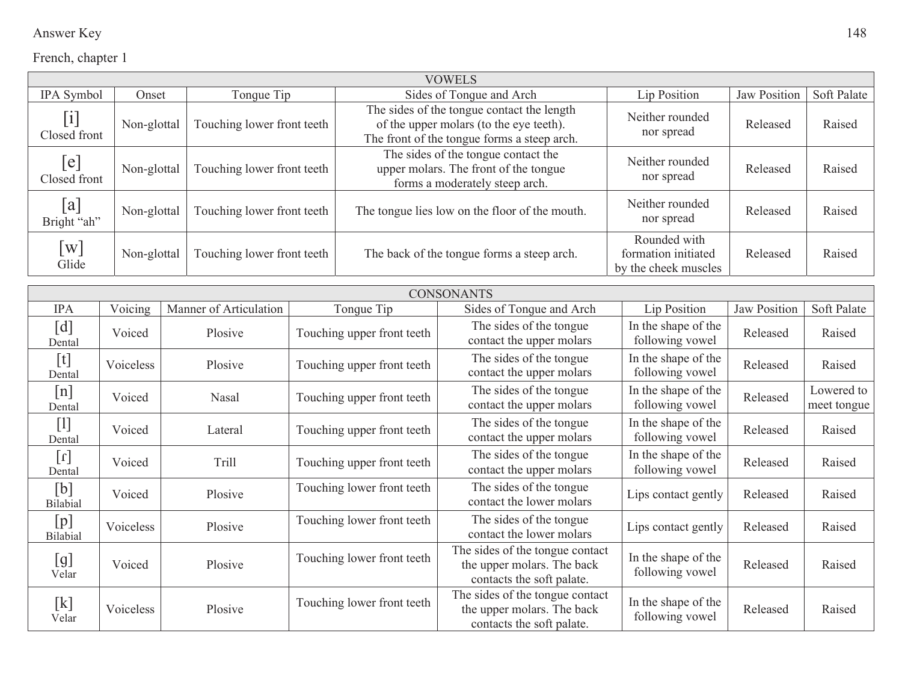Answer Key

French, chapter 1

| VOWELS | | | | | | |
|---|---|---|---|---|---|---|
| IPA Symbol | Onset | Tongue Tip | Sides of Tongue and Arch | Lip Position | Jaw Position | Soft Palate |
| [i] Closed front | Non-glottal | Touching lower front teeth | The sides of the tongue contact the length of the upper molars (to the eye teeth). The front of the tongue forms a steep arch. | Neither rounded nor spread | Released | Raised |
| [e] Closed front | Non-glottal | Touching lower front teeth | The sides of the tongue contact the upper molars. The front of the tongue forms a moderately steep arch. | Neither rounded nor spread | Released | Raised |
| [a] Bright "ah" | Non-glottal | Touching lower front teeth | The tongue lies low on the floor of the mouth. | Neither rounded nor spread | Released | Raised |
| [w] Glide | Non-glottal | Touching lower front teeth | The back of the tongue forms a steep arch. | Rounded with formation initiated by the cheek muscles | Released | Raised |

| CONSONANTS | | | | | | | |
|---|---|---|---|---|---|---|---|
| IPA | Voicing | Manner of Articulation | Tongue Tip | Sides of Tongue and Arch | Lip Position | Jaw Position | Soft Palate |
| [d] Dental | Voiced | Plosive | Touching upper front teeth | The sides of the tongue contact the upper molars | In the shape of the following vowel | Released | Raised |
| [t] Dental | Voiceless | Plosive | Touching upper front teeth | The sides of the tongue contact the upper molars | In the shape of the following vowel | Released | Raised |
| [n] Dental | Voiced | Nasal | Touching upper front teeth | The sides of the tongue contact the upper molars | In the shape of the following vowel | Released | Lowered to meet tongue |
| [l] Dental | Voiced | Lateral | Touching upper front teeth | The sides of the tongue contact the upper molars | In the shape of the following vowel | Released | Raised |
| [ɾ] Dental | Voiced | Trill | Touching upper front teeth | The sides of the tongue contact the upper molars | In the shape of the following vowel | Released | Raised |
| [b] Bilabial | Voiced | Plosive | Touching lower front teeth | The sides of the tongue contact the lower molars | Lips contact gently | Released | Raised |
| [p] Bilabial | Voiceless | Plosive | Touching lower front teeth | The sides of the tongue contact the lower molars | Lips contact gently | Released | Raised |
| [g] Velar | Voiced | Plosive | Touching lower front teeth | The sides of the tongue contact the upper molars. The back contacts the soft palate. | In the shape of the following vowel | Released | Raised |
| [k] Velar | Voiceless | Plosive | Touching lower front teeth | The sides of the tongue contact the upper molars. The back contacts the soft palate. | In the shape of the following vowel | Released | Raised |